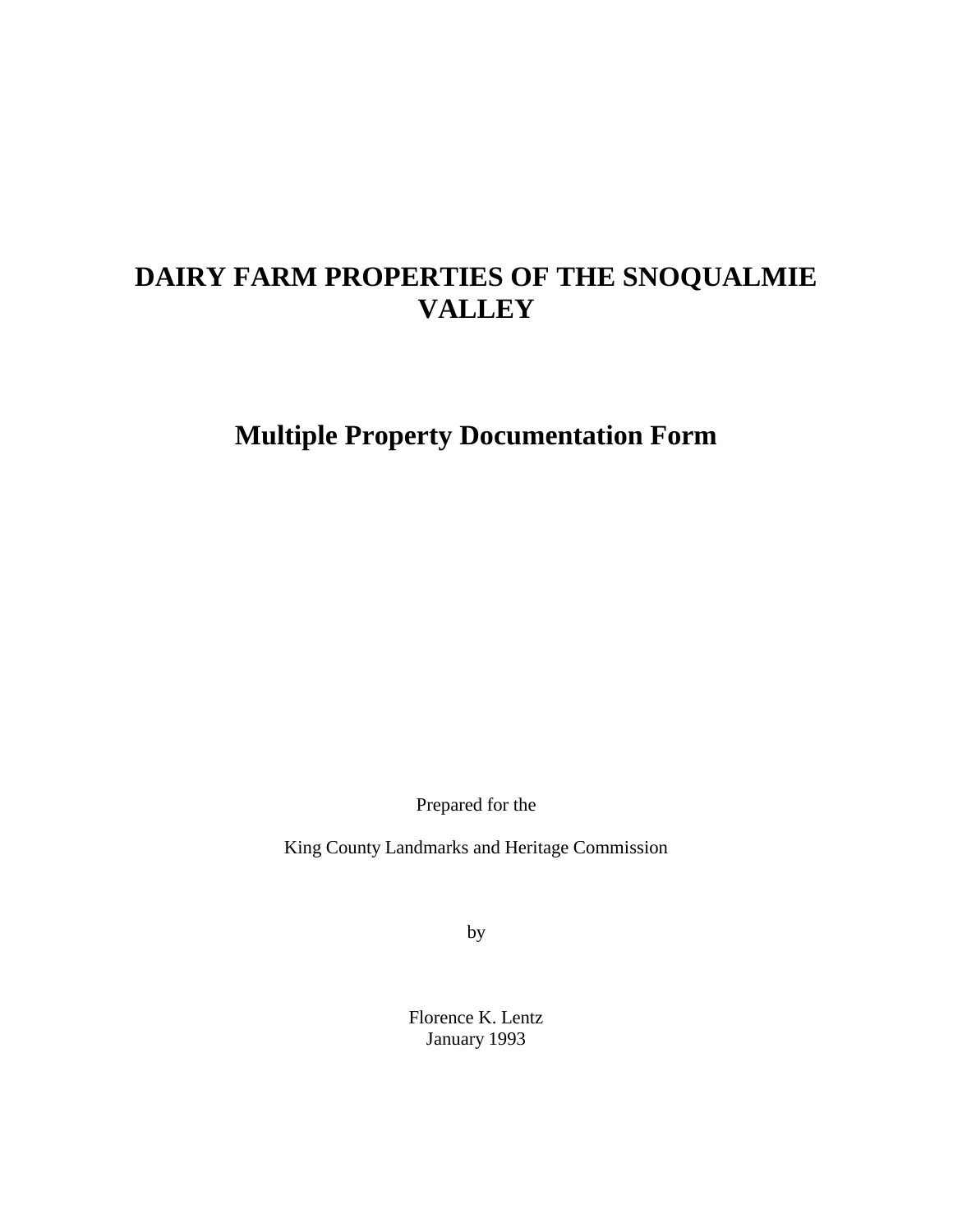# DAIRY FARM PROPERTIES OF THE SNOQUALMIE VALLEY

## Multiple Property Documentation Form

Prepared for the

King County Landmarks and Heritage Commission

by

Florence K. Lentz
January 1993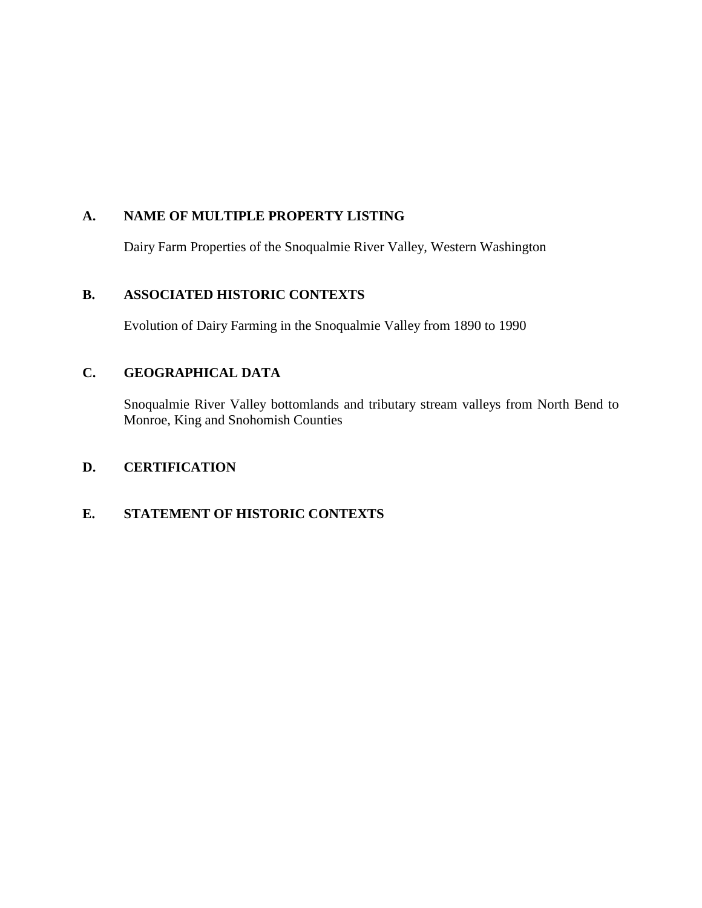## A. NAME OF MULTIPLE PROPERTY LISTING

Dairy Farm Properties of the Snoqualmie River Valley, Western Washington

## B. ASSOCIATED HISTORIC CONTEXTS

Evolution of Dairy Farming in the Snoqualmie Valley from 1890 to 1990

## C. GEOGRAPHICAL DATA

Snoqualmie River Valley bottomlands and tributary stream valleys from North Bend to Monroe, King and Snohomish Counties

## D. CERTIFICATION

## E. STATEMENT OF HISTORIC CONTEXTS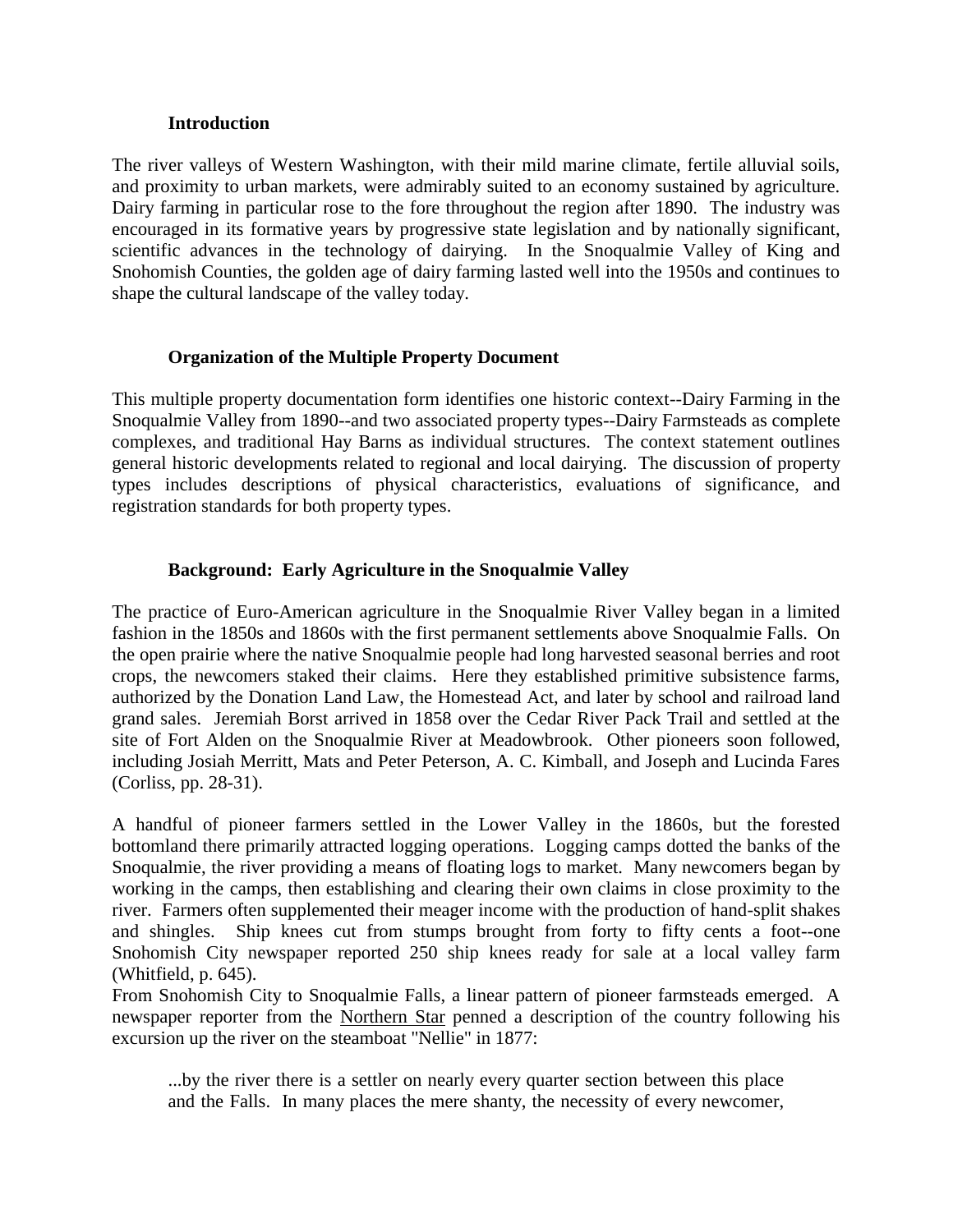## Introduction

The river valleys of Western Washington, with their mild marine climate, fertile alluvial soils, and proximity to urban markets, were admirably suited to an economy sustained by agriculture. Dairy farming in particular rose to the fore throughout the region after 1890. The industry was encouraged in its formative years by progressive state legislation and by nationally significant, scientific advances in the technology of dairying. In the Snoqualmie Valley of King and Snohomish Counties, the golden age of dairy farming lasted well into the 1950s and continues to shape the cultural landscape of the valley today.

## Organization of the Multiple Property Document

This multiple property documentation form identifies one historic context--Dairy Farming in the Snoqualmie Valley from 1890--and two associated property types--Dairy Farmsteads as complete complexes, and traditional Hay Barns as individual structures. The context statement outlines general historic developments related to regional and local dairying. The discussion of property types includes descriptions of physical characteristics, evaluations of significance, and registration standards for both property types.

## Background: Early Agriculture in the Snoqualmie Valley

The practice of Euro-American agriculture in the Snoqualmie River Valley began in a limited fashion in the 1850s and 1860s with the first permanent settlements above Snoqualmie Falls. On the open prairie where the native Snoqualmie people had long harvested seasonal berries and root crops, the newcomers staked their claims. Here they established primitive subsistence farms, authorized by the Donation Land Law, the Homestead Act, and later by school and railroad land grand sales. Jeremiah Borst arrived in 1858 over the Cedar River Pack Trail and settled at the site of Fort Alden on the Snoqualmie River at Meadowbrook. Other pioneers soon followed, including Josiah Merritt, Mats and Peter Peterson, A. C. Kimball, and Joseph and Lucinda Fares (Corliss, pp. 28-31).

A handful of pioneer farmers settled in the Lower Valley in the 1860s, but the forested bottomland there primarily attracted logging operations. Logging camps dotted the banks of the Snoqualmie, the river providing a means of floating logs to market. Many newcomers began by working in the camps, then establishing and clearing their own claims in close proximity to the river. Farmers often supplemented their meager income with the production of hand-split shakes and shingles. Ship knees cut from stumps brought from forty to fifty cents a foot--one Snohomish City newspaper reported 250 ship knees ready for sale at a local valley farm (Whitfield, p. 645).

From Snohomish City to Snoqualmie Falls, a linear pattern of pioneer farmsteads emerged. A newspaper reporter from the Northern Star penned a description of the country following his excursion up the river on the steamboat "Nellie" in 1877:

> ...by the river there is a settler on nearly every quarter section between this place and the Falls. In many places the mere shanty, the necessity of every newcomer,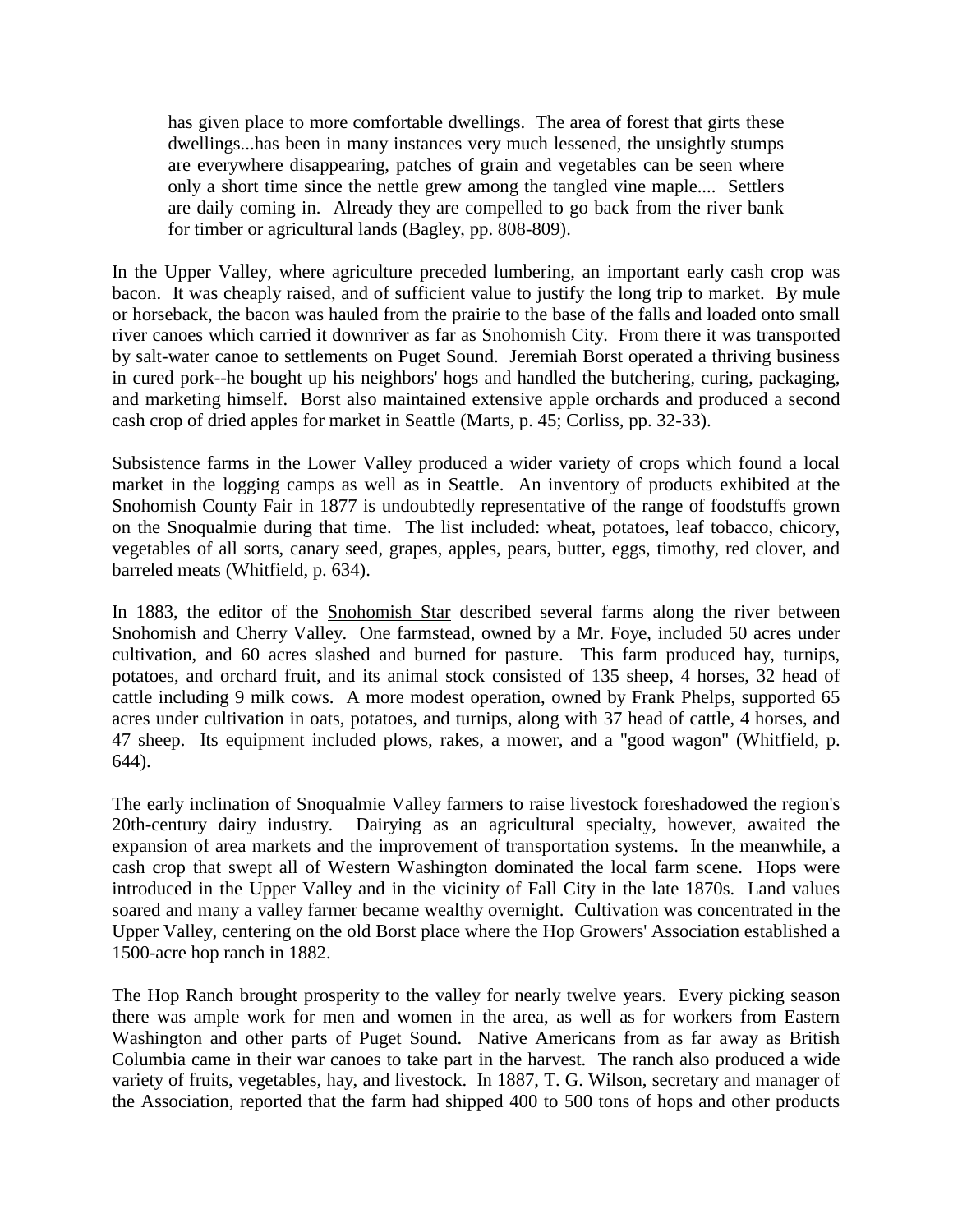> has given place to more comfortable dwellings. The area of forest that girts these dwellings...has been in many instances very much lessened, the unsightly stumps are everywhere disappearing, patches of grain and vegetables can be seen where only a short time since the nettle grew among the tangled vine maple.... Settlers are daily coming in. Already they are compelled to go back from the river bank for timber or agricultural lands (Bagley, pp. 808-809).

In the Upper Valley, where agriculture preceded lumbering, an important early cash crop was bacon. It was cheaply raised, and of sufficient value to justify the long trip to market. By mule or horseback, the bacon was hauled from the prairie to the base of the falls and loaded onto small river canoes which carried it downriver as far as Snohomish City. From there it was transported by salt-water canoe to settlements on Puget Sound. Jeremiah Borst operated a thriving business in cured pork--he bought up his neighbors' hogs and handled the butchering, curing, packaging, and marketing himself. Borst also maintained extensive apple orchards and produced a second cash crop of dried apples for market in Seattle (Marts, p. 45; Corliss, pp. 32-33).

Subsistence farms in the Lower Valley produced a wider variety of crops which found a local market in the logging camps as well as in Seattle. An inventory of products exhibited at the Snohomish County Fair in 1877 is undoubtedly representative of the range of foodstuffs grown on the Snoqualmie during that time. The list included: wheat, potatoes, leaf tobacco, chicory, vegetables of all sorts, canary seed, grapes, apples, pears, butter, eggs, timothy, red clover, and barreled meats (Whitfield, p. 634).

In 1883, the editor of the Snohomish Star described several farms along the river between Snohomish and Cherry Valley. One farmstead, owned by a Mr. Foye, included 50 acres under cultivation, and 60 acres slashed and burned for pasture. This farm produced hay, turnips, potatoes, and orchard fruit, and its animal stock consisted of 135 sheep, 4 horses, 32 head of cattle including 9 milk cows. A more modest operation, owned by Frank Phelps, supported 65 acres under cultivation in oats, potatoes, and turnips, along with 37 head of cattle, 4 horses, and 47 sheep. Its equipment included plows, rakes, a mower, and a "good wagon" (Whitfield, p. 644).

The early inclination of Snoqualmie Valley farmers to raise livestock foreshadowed the region's 20th-century dairy industry. Dairying as an agricultural specialty, however, awaited the expansion of area markets and the improvement of transportation systems. In the meanwhile, a cash crop that swept all of Western Washington dominated the local farm scene. Hops were introduced in the Upper Valley and in the vicinity of Fall City in the late 1870s. Land values soared and many a valley farmer became wealthy overnight. Cultivation was concentrated in the Upper Valley, centering on the old Borst place where the Hop Growers' Association established a 1500-acre hop ranch in 1882.

The Hop Ranch brought prosperity to the valley for nearly twelve years. Every picking season there was ample work for men and women in the area, as well as for workers from Eastern Washington and other parts of Puget Sound. Native Americans from as far away as British Columbia came in their war canoes to take part in the harvest. The ranch also produced a wide variety of fruits, vegetables, hay, and livestock. In 1887, T. G. Wilson, secretary and manager of the Association, reported that the farm had shipped 400 to 500 tons of hops and other products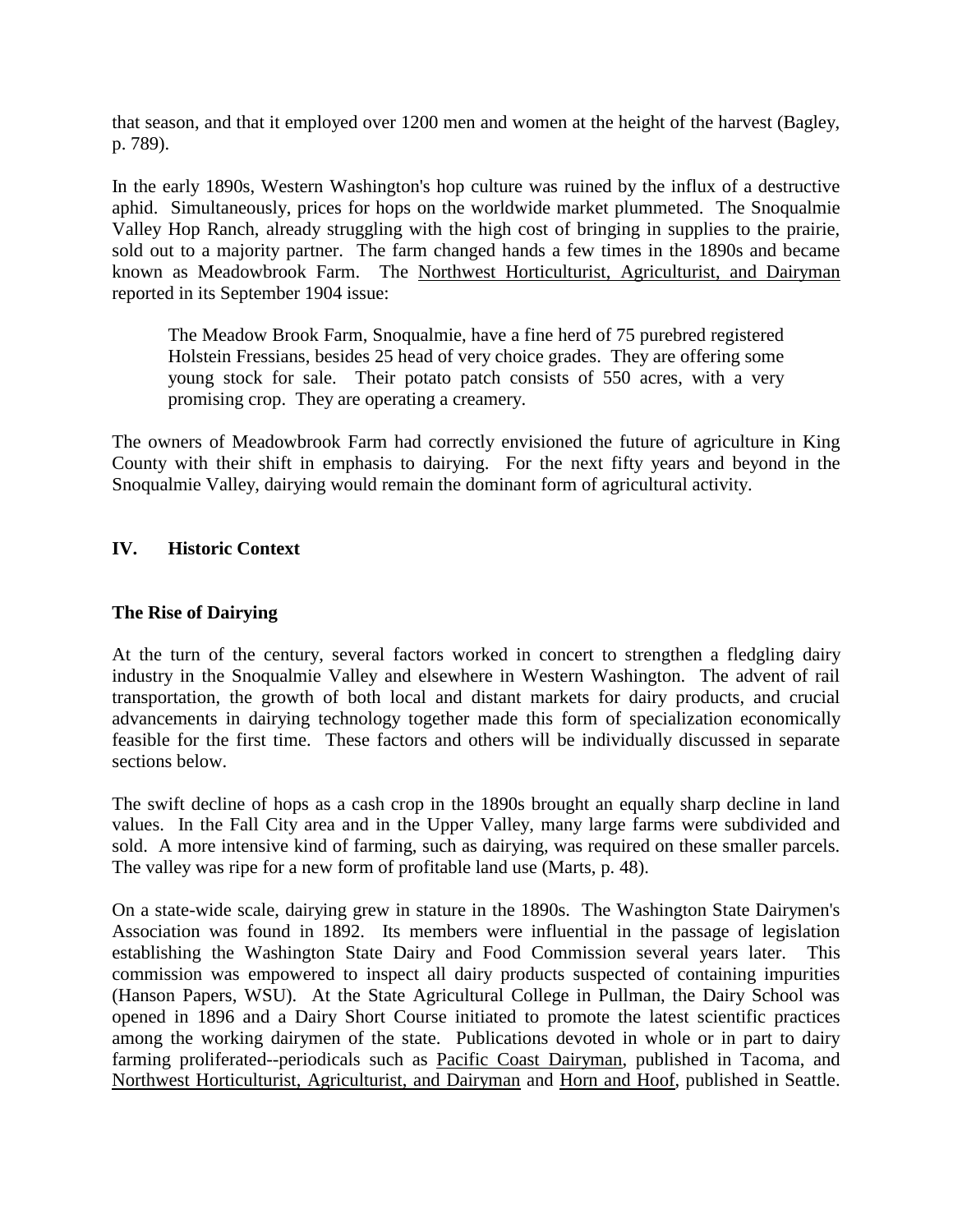that season, and that it employed over 1200 men and women at the height of the harvest (Bagley, p. 789).

In the early 1890s, Western Washington's hop culture was ruined by the influx of a destructive aphid. Simultaneously, prices for hops on the worldwide market plummeted. The Snoqualmie Valley Hop Ranch, already struggling with the high cost of bringing in supplies to the prairie, sold out to a majority partner. The farm changed hands a few times in the 1890s and became known as Meadowbrook Farm. The Northwest Horticulturist, Agriculturist, and Dairyman reported in its September 1904 issue:

> The Meadow Brook Farm, Snoqualmie, have a fine herd of 75 purebred registered Holstein Fressians, besides 25 head of very choice grades. They are offering some young stock for sale. Their potato patch consists of 550 acres, with a very promising crop. They are operating a creamery.

The owners of Meadowbrook Farm had correctly envisioned the future of agriculture in King County with their shift in emphasis to dairying. For the next fifty years and beyond in the Snoqualmie Valley, dairying would remain the dominant form of agricultural activity.

## IV. Historic Context

### The Rise of Dairying

At the turn of the century, several factors worked in concert to strengthen a fledgling dairy industry in the Snoqualmie Valley and elsewhere in Western Washington. The advent of rail transportation, the growth of both local and distant markets for dairy products, and crucial advancements in dairying technology together made this form of specialization economically feasible for the first time. These factors and others will be individually discussed in separate sections below.

The swift decline of hops as a cash crop in the 1890s brought an equally sharp decline in land values. In the Fall City area and in the Upper Valley, many large farms were subdivided and sold. A more intensive kind of farming, such as dairying, was required on these smaller parcels. The valley was ripe for a new form of profitable land use (Marts, p. 48).

On a state-wide scale, dairying grew in stature in the 1890s. The Washington State Dairymen's Association was found in 1892. Its members were influential in the passage of legislation establishing the Washington State Dairy and Food Commission several years later. This commission was empowered to inspect all dairy products suspected of containing impurities (Hanson Papers, WSU). At the State Agricultural College in Pullman, the Dairy School was opened in 1896 and a Dairy Short Course initiated to promote the latest scientific practices among the working dairymen of the state. Publications devoted in whole or in part to dairy farming proliferated--periodicals such as Pacific Coast Dairyman, published in Tacoma, and Northwest Horticulturist, Agriculturist, and Dairyman and Horn and Hoof, published in Seattle.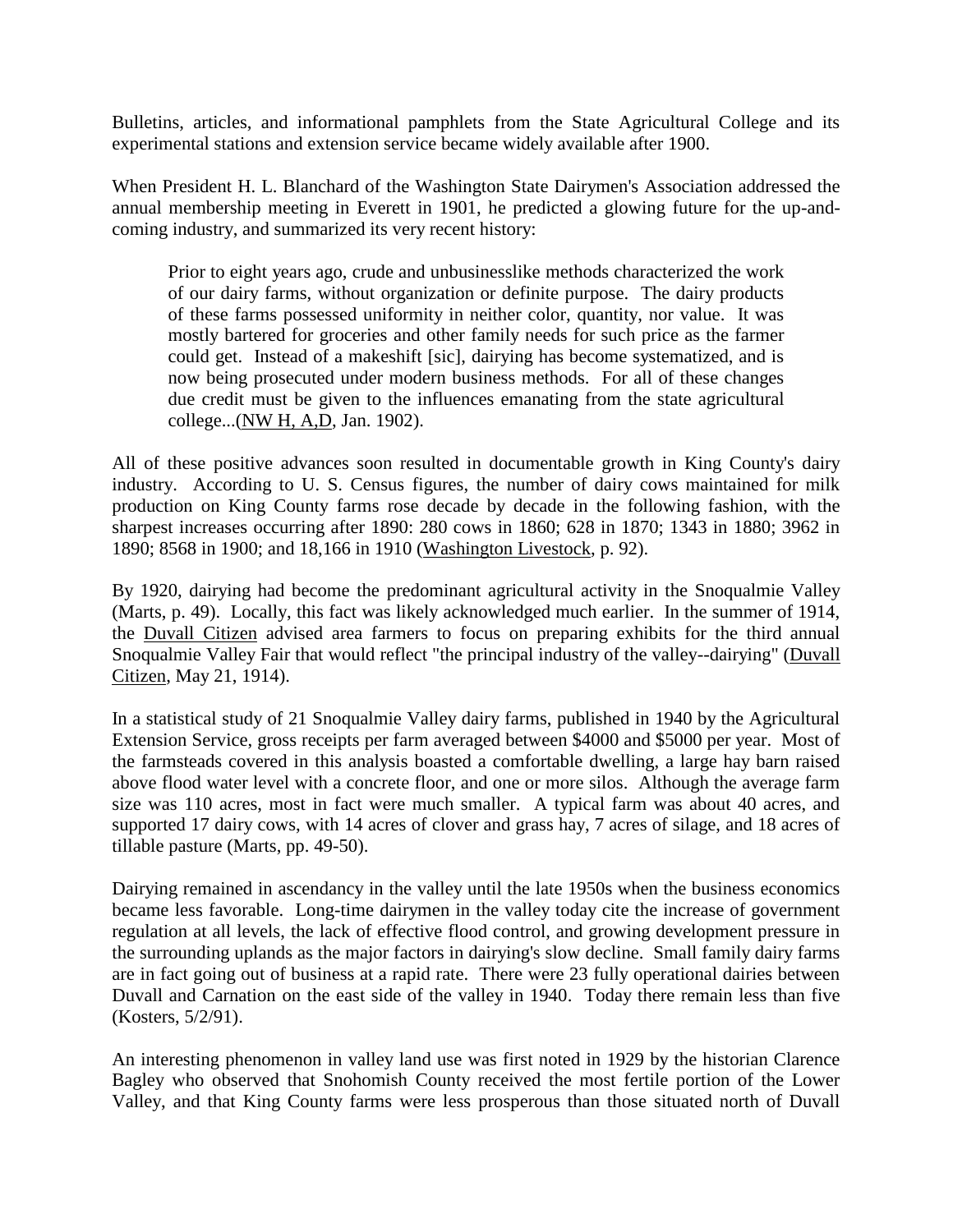Bulletins, articles, and informational pamphlets from the State Agricultural College and its experimental stations and extension service became widely available after 1900.

When President H. L. Blanchard of the Washington State Dairymen's Association addressed the annual membership meeting in Everett in 1901, he predicted a glowing future for the up-and-coming industry, and summarized its very recent history:

> Prior to eight years ago, crude and unbusinesslike methods characterized the work of our dairy farms, without organization or definite purpose. The dairy products of these farms possessed uniformity in neither color, quantity, nor value. It was mostly bartered for groceries and other family needs for such price as the farmer could get. Instead of a makeshift [sic], dairying has become systematized, and is now being prosecuted under modern business methods. For all of these changes due credit must be given to the influences emanating from the state agricultural college...(NW H, A,D, Jan. 1902).

All of these positive advances soon resulted in documentable growth in King County's dairy industry. According to U. S. Census figures, the number of dairy cows maintained for milk production on King County farms rose decade by decade in the following fashion, with the sharpest increases occurring after 1890: 280 cows in 1860; 628 in 1870; 1343 in 1880; 3962 in 1890; 8568 in 1900; and 18,166 in 1910 (Washington Livestock, p. 92).

By 1920, dairying had become the predominant agricultural activity in the Snoqualmie Valley (Marts, p. 49). Locally, this fact was likely acknowledged much earlier. In the summer of 1914, the Duvall Citizen advised area farmers to focus on preparing exhibits for the third annual Snoqualmie Valley Fair that would reflect "the principal industry of the valley--dairying" (Duvall Citizen, May 21, 1914).

In a statistical study of 21 Snoqualmie Valley dairy farms, published in 1940 by the Agricultural Extension Service, gross receipts per farm averaged between $4000 and $5000 per year. Most of the farmsteads covered in this analysis boasted a comfortable dwelling, a large hay barn raised above flood water level with a concrete floor, and one or more silos. Although the average farm size was 110 acres, most in fact were much smaller. A typical farm was about 40 acres, and supported 17 dairy cows, with 14 acres of clover and grass hay, 7 acres of silage, and 18 acres of tillable pasture (Marts, pp. 49-50).

Dairying remained in ascendancy in the valley until the late 1950s when the business economics became less favorable. Long-time dairymen in the valley today cite the increase of government regulation at all levels, the lack of effective flood control, and growing development pressure in the surrounding uplands as the major factors in dairying's slow decline. Small family dairy farms are in fact going out of business at a rapid rate. There were 23 fully operational dairies between Duvall and Carnation on the east side of the valley in 1940. Today there remain less than five (Kosters, 5/2/91).

An interesting phenomenon in valley land use was first noted in 1929 by the historian Clarence Bagley who observed that Snohomish County received the most fertile portion of the Lower Valley, and that King County farms were less prosperous than those situated north of Duvall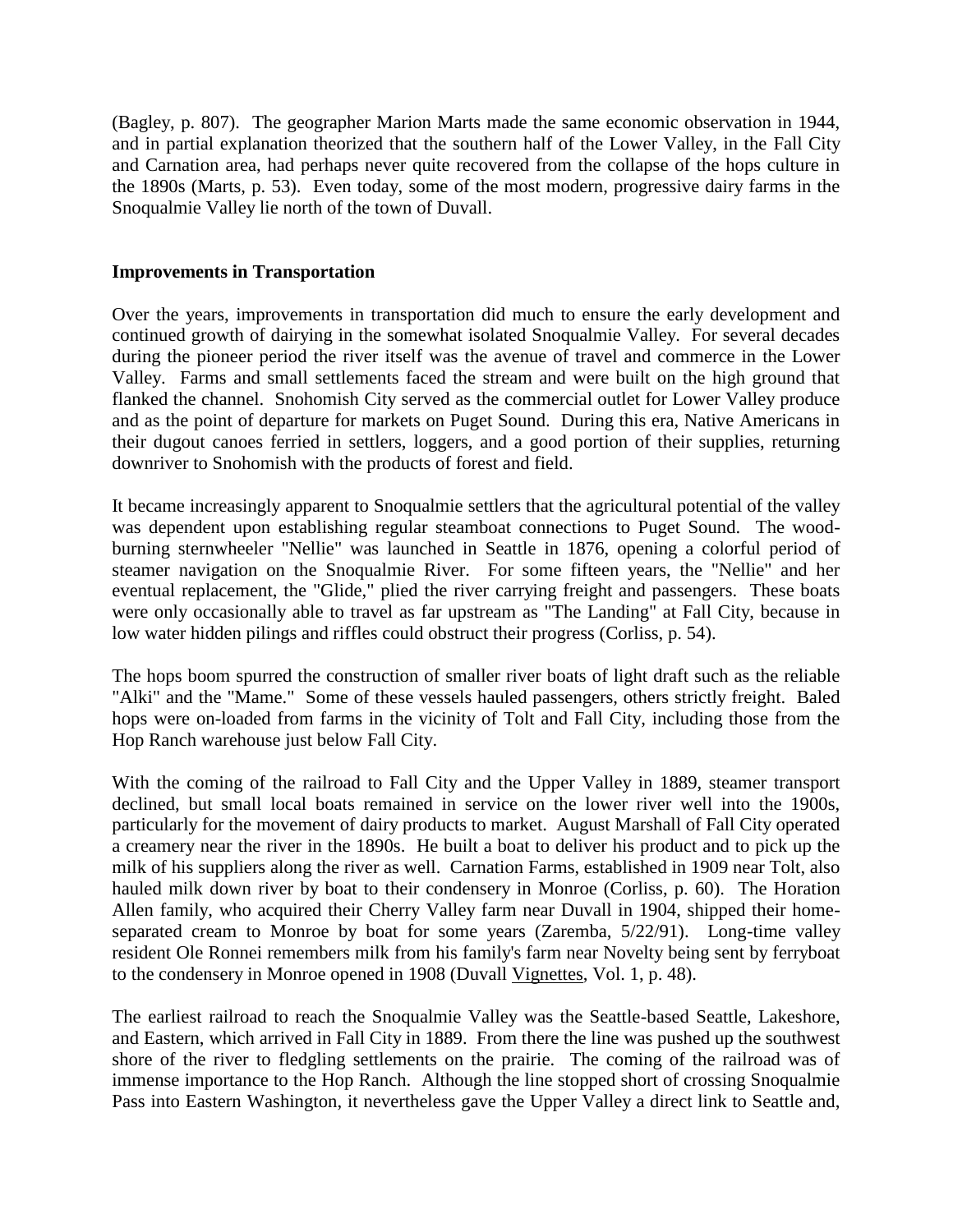(Bagley, p. 807). The geographer Marion Marts made the same economic observation in 1944, and in partial explanation theorized that the southern half of the Lower Valley, in the Fall City and Carnation area, had perhaps never quite recovered from the collapse of the hops culture in the 1890s (Marts, p. 53). Even today, some of the most modern, progressive dairy farms in the Snoqualmie Valley lie north of the town of Duvall.

**Improvements in Transportation**

Over the years, improvements in transportation did much to ensure the early development and continued growth of dairying in the somewhat isolated Snoqualmie Valley. For several decades during the pioneer period the river itself was the avenue of travel and commerce in the Lower Valley. Farms and small settlements faced the stream and were built on the high ground that flanked the channel. Snohomish City served as the commercial outlet for Lower Valley produce and as the point of departure for markets on Puget Sound. During this era, Native Americans in their dugout canoes ferried in settlers, loggers, and a good portion of their supplies, returning downriver to Snohomish with the products of forest and field.

It became increasingly apparent to Snoqualmie settlers that the agricultural potential of the valley was dependent upon establishing regular steamboat connections to Puget Sound. The wood-burning sternwheeler "Nellie" was launched in Seattle in 1876, opening a colorful period of steamer navigation on the Snoqualmie River. For some fifteen years, the "Nellie" and her eventual replacement, the "Glide," plied the river carrying freight and passengers. These boats were only occasionally able to travel as far upstream as "The Landing" at Fall City, because in low water hidden pilings and riffles could obstruct their progress (Corliss, p. 54).

The hops boom spurred the construction of smaller river boats of light draft such as the reliable "Alki" and the "Mame." Some of these vessels hauled passengers, others strictly freight. Baled hops were on-loaded from farms in the vicinity of Tolt and Fall City, including those from the Hop Ranch warehouse just below Fall City.

With the coming of the railroad to Fall City and the Upper Valley in 1889, steamer transport declined, but small local boats remained in service on the lower river well into the 1900s, particularly for the movement of dairy products to market. August Marshall of Fall City operated a creamery near the river in the 1890s. He built a boat to deliver his product and to pick up the milk of his suppliers along the river as well. Carnation Farms, established in 1909 near Tolt, also hauled milk down river by boat to their condensery in Monroe (Corliss, p. 60). The Horation Allen family, who acquired their Cherry Valley farm near Duvall in 1904, shipped their home-separated cream to Monroe by boat for some years (Zaremba, 5/22/91). Long-time valley resident Ole Ronnei remembers milk from his family's farm near Novelty being sent by ferryboat to the condensery in Monroe opened in 1908 (Duvall Vignettes, Vol. 1, p. 48).

The earliest railroad to reach the Snoqualmie Valley was the Seattle-based Seattle, Lakeshore, and Eastern, which arrived in Fall City in 1889. From there the line was pushed up the southwest shore of the river to fledgling settlements on the prairie. The coming of the railroad was of immense importance to the Hop Ranch. Although the line stopped short of crossing Snoqualmie Pass into Eastern Washington, it nevertheless gave the Upper Valley a direct link to Seattle and,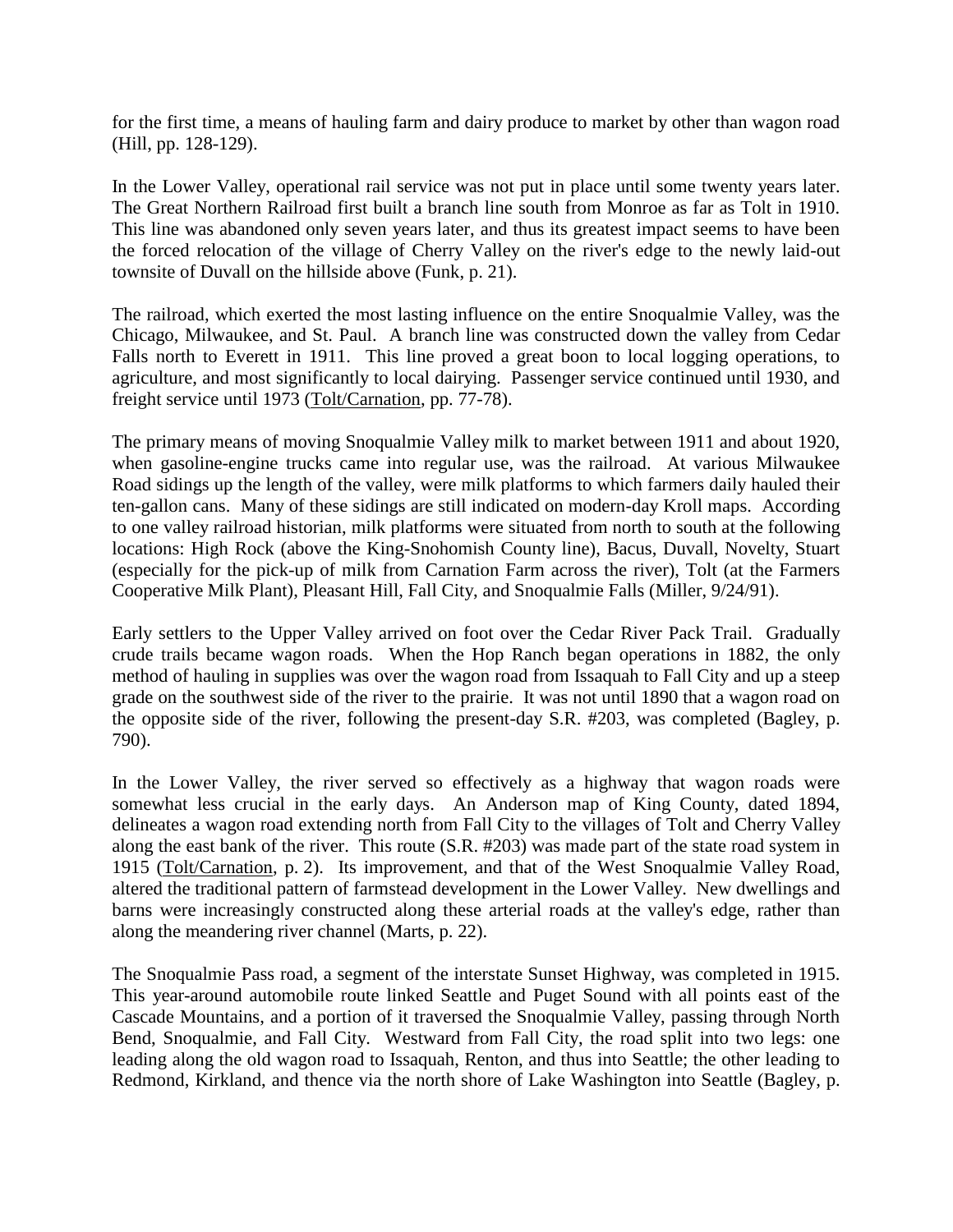for the first time, a means of hauling farm and dairy produce to market by other than wagon road (Hill, pp. 128-129).

In the Lower Valley, operational rail service was not put in place until some twenty years later. The Great Northern Railroad first built a branch line south from Monroe as far as Tolt in 1910. This line was abandoned only seven years later, and thus its greatest impact seems to have been the forced relocation of the village of Cherry Valley on the river's edge to the newly laid-out townsite of Duvall on the hillside above (Funk, p. 21).

The railroad, which exerted the most lasting influence on the entire Snoqualmie Valley, was the Chicago, Milwaukee, and St. Paul. A branch line was constructed down the valley from Cedar Falls north to Everett in 1911. This line proved a great boon to local logging operations, to agriculture, and most significantly to local dairying. Passenger service continued until 1930, and freight service until 1973 (Tolt/Carnation, pp. 77-78).

The primary means of moving Snoqualmie Valley milk to market between 1911 and about 1920, when gasoline-engine trucks came into regular use, was the railroad. At various Milwaukee Road sidings up the length of the valley, were milk platforms to which farmers daily hauled their ten-gallon cans. Many of these sidings are still indicated on modern-day Kroll maps. According to one valley railroad historian, milk platforms were situated from north to south at the following locations: High Rock (above the King-Snohomish County line), Bacus, Duvall, Novelty, Stuart (especially for the pick-up of milk from Carnation Farm across the river), Tolt (at the Farmers Cooperative Milk Plant), Pleasant Hill, Fall City, and Snoqualmie Falls (Miller, 9/24/91).

Early settlers to the Upper Valley arrived on foot over the Cedar River Pack Trail. Gradually crude trails became wagon roads. When the Hop Ranch began operations in 1882, the only method of hauling in supplies was over the wagon road from Issaquah to Fall City and up a steep grade on the southwest side of the river to the prairie. It was not until 1890 that a wagon road on the opposite side of the river, following the present-day S.R. #203, was completed (Bagley, p. 790).

In the Lower Valley, the river served so effectively as a highway that wagon roads were somewhat less crucial in the early days. An Anderson map of King County, dated 1894, delineates a wagon road extending north from Fall City to the villages of Tolt and Cherry Valley along the east bank of the river. This route (S.R. #203) was made part of the state road system in 1915 (Tolt/Carnation, p. 2). Its improvement, and that of the West Snoqualmie Valley Road, altered the traditional pattern of farmstead development in the Lower Valley. New dwellings and barns were increasingly constructed along these arterial roads at the valley's edge, rather than along the meandering river channel (Marts, p. 22).

The Snoqualmie Pass road, a segment of the interstate Sunset Highway, was completed in 1915. This year-around automobile route linked Seattle and Puget Sound with all points east of the Cascade Mountains, and a portion of it traversed the Snoqualmie Valley, passing through North Bend, Snoqualmie, and Fall City. Westward from Fall City, the road split into two legs: one leading along the old wagon road to Issaquah, Renton, and thus into Seattle; the other leading to Redmond, Kirkland, and thence via the north shore of Lake Washington into Seattle (Bagley, p.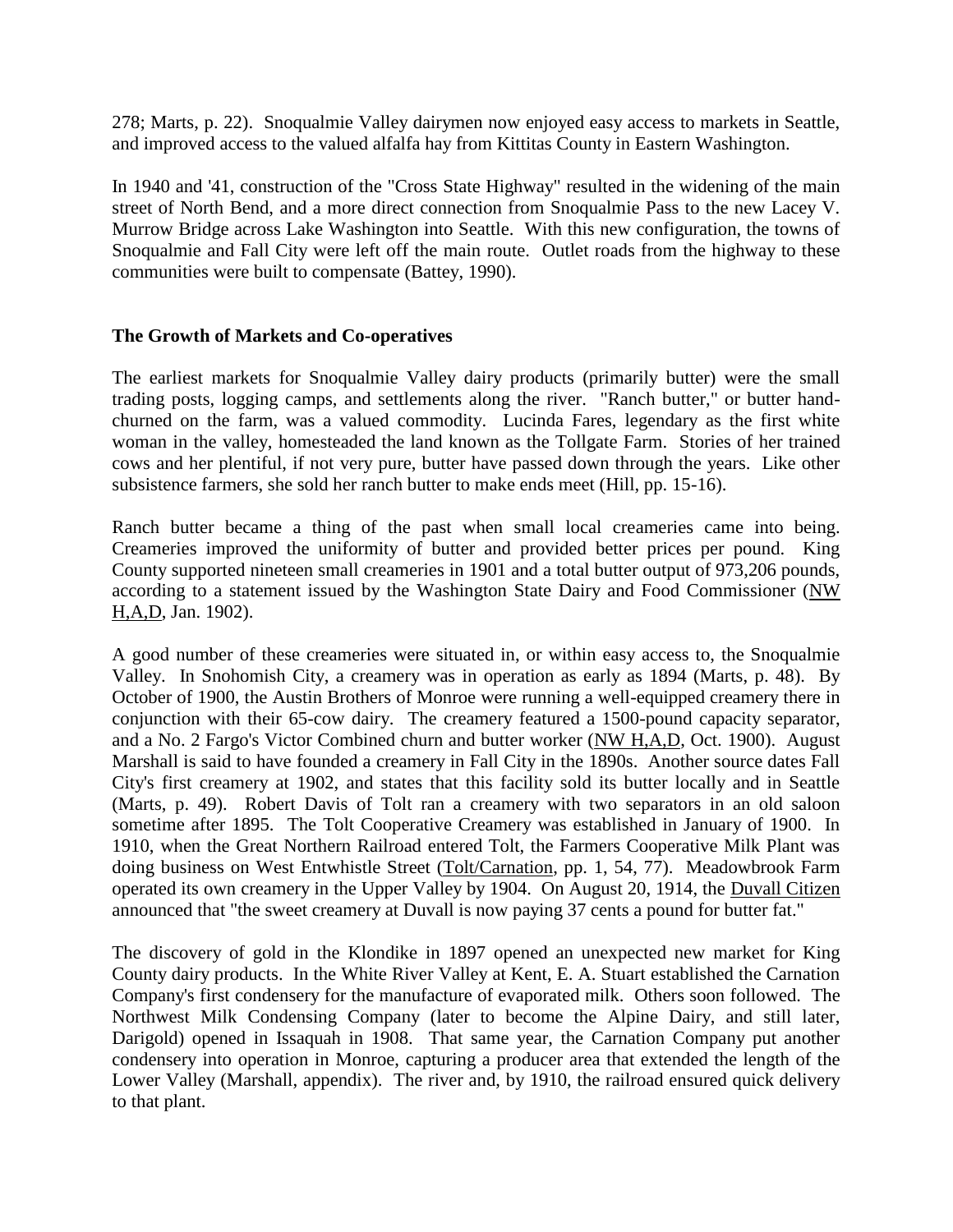278; Marts, p. 22). Snoqualmie Valley dairymen now enjoyed easy access to markets in Seattle, and improved access to the valued alfalfa hay from Kittitas County in Eastern Washington.

In 1940 and '41, construction of the "Cross State Highway" resulted in the widening of the main street of North Bend, and a more direct connection from Snoqualmie Pass to the new Lacey V. Murrow Bridge across Lake Washington into Seattle. With this new configuration, the towns of Snoqualmie and Fall City were left off the main route. Outlet roads from the highway to these communities were built to compensate (Battey, 1990).

### The Growth of Markets and Co-operatives

The earliest markets for Snoqualmie Valley dairy products (primarily butter) were the small trading posts, logging camps, and settlements along the river. "Ranch butter," or butter hand-churned on the farm, was a valued commodity. Lucinda Fares, legendary as the first white woman in the valley, homesteaded the land known as the Tollgate Farm. Stories of her trained cows and her plentiful, if not very pure, butter have passed down through the years. Like other subsistence farmers, she sold her ranch butter to make ends meet (Hill, pp. 15-16).

Ranch butter became a thing of the past when small local creameries came into being. Creameries improved the uniformity of butter and provided better prices per pound. King County supported nineteen small creameries in 1901 and a total butter output of 973,206 pounds, according to a statement issued by the Washington State Dairy and Food Commissioner (NW H,A,D, Jan. 1902).

A good number of these creameries were situated in, or within easy access to, the Snoqualmie Valley. In Snohomish City, a creamery was in operation as early as 1894 (Marts, p. 48). By October of 1900, the Austin Brothers of Monroe were running a well-equipped creamery there in conjunction with their 65-cow dairy. The creamery featured a 1500-pound capacity separator, and a No. 2 Fargo's Victor Combined churn and butter worker (NW H,A,D, Oct. 1900). August Marshall is said to have founded a creamery in Fall City in the 1890s. Another source dates Fall City's first creamery at 1902, and states that this facility sold its butter locally and in Seattle (Marts, p. 49). Robert Davis of Tolt ran a creamery with two separators in an old saloon sometime after 1895. The Tolt Cooperative Creamery was established in January of 1900. In 1910, when the Great Northern Railroad entered Tolt, the Farmers Cooperative Milk Plant was doing business on West Entwhistle Street (Tolt/Carnation, pp. 1, 54, 77). Meadowbrook Farm operated its own creamery in the Upper Valley by 1904. On August 20, 1914, the Duvall Citizen announced that "the sweet creamery at Duvall is now paying 37 cents a pound for butter fat."

The discovery of gold in the Klondike in 1897 opened an unexpected new market for King County dairy products. In the White River Valley at Kent, E. A. Stuart established the Carnation Company's first condensery for the manufacture of evaporated milk. Others soon followed. The Northwest Milk Condensing Company (later to become the Alpine Dairy, and still later, Darigold) opened in Issaquah in 1908. That same year, the Carnation Company put another condensery into operation in Monroe, capturing a producer area that extended the length of the Lower Valley (Marshall, appendix). The river and, by 1910, the railroad ensured quick delivery to that plant.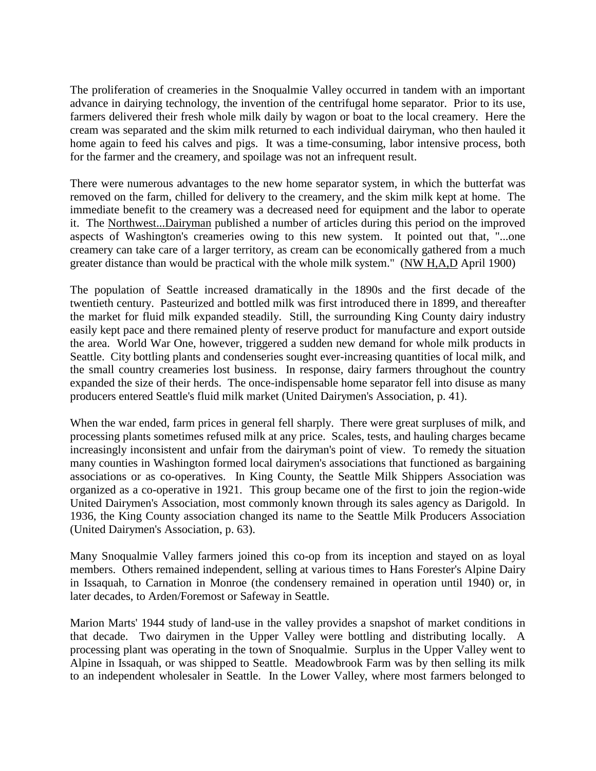The proliferation of creameries in the Snoqualmie Valley occurred in tandem with an important advance in dairying technology, the invention of the centrifugal home separator. Prior to its use, farmers delivered their fresh whole milk daily by wagon or boat to the local creamery. Here the cream was separated and the skim milk returned to each individual dairyman, who then hauled it home again to feed his calves and pigs. It was a time-consuming, labor intensive process, both for the farmer and the creamery, and spoilage was not an infrequent result.

There were numerous advantages to the new home separator system, in which the butterfat was removed on the farm, chilled for delivery to the creamery, and the skim milk kept at home. The immediate benefit to the creamery was a decreased need for equipment and the labor to operate it. The Northwest...Dairyman published a number of articles during this period on the improved aspects of Washington's creameries owing to this new system. It pointed out that, "...one creamery can take care of a larger territory, as cream can be economically gathered from a much greater distance than would be practical with the whole milk system." (NW H,A,D April 1900)

The population of Seattle increased dramatically in the 1890s and the first decade of the twentieth century. Pasteurized and bottled milk was first introduced there in 1899, and thereafter the market for fluid milk expanded steadily. Still, the surrounding King County dairy industry easily kept pace and there remained plenty of reserve product for manufacture and export outside the area. World War One, however, triggered a sudden new demand for whole milk products in Seattle. City bottling plants and condenseries sought ever-increasing quantities of local milk, and the small country creameries lost business. In response, dairy farmers throughout the country expanded the size of their herds. The once-indispensable home separator fell into disuse as many producers entered Seattle's fluid milk market (United Dairymen's Association, p. 41).

When the war ended, farm prices in general fell sharply. There were great surpluses of milk, and processing plants sometimes refused milk at any price. Scales, tests, and hauling charges became increasingly inconsistent and unfair from the dairyman's point of view. To remedy the situation many counties in Washington formed local dairymen's associations that functioned as bargaining associations or as co-operatives. In King County, the Seattle Milk Shippers Association was organized as a co-operative in 1921. This group became one of the first to join the region-wide United Dairymen's Association, most commonly known through its sales agency as Darigold. In 1936, the King County association changed its name to the Seattle Milk Producers Association (United Dairymen's Association, p. 63).

Many Snoqualmie Valley farmers joined this co-op from its inception and stayed on as loyal members. Others remained independent, selling at various times to Hans Forester's Alpine Dairy in Issaquah, to Carnation in Monroe (the condensery remained in operation until 1940) or, in later decades, to Arden/Foremost or Safeway in Seattle.

Marion Marts' 1944 study of land-use in the valley provides a snapshot of market conditions in that decade. Two dairymen in the Upper Valley were bottling and distributing locally. A processing plant was operating in the town of Snoqualmie. Surplus in the Upper Valley went to Alpine in Issaquah, or was shipped to Seattle. Meadowbrook Farm was by then selling its milk to an independent wholesaler in Seattle. In the Lower Valley, where most farmers belonged to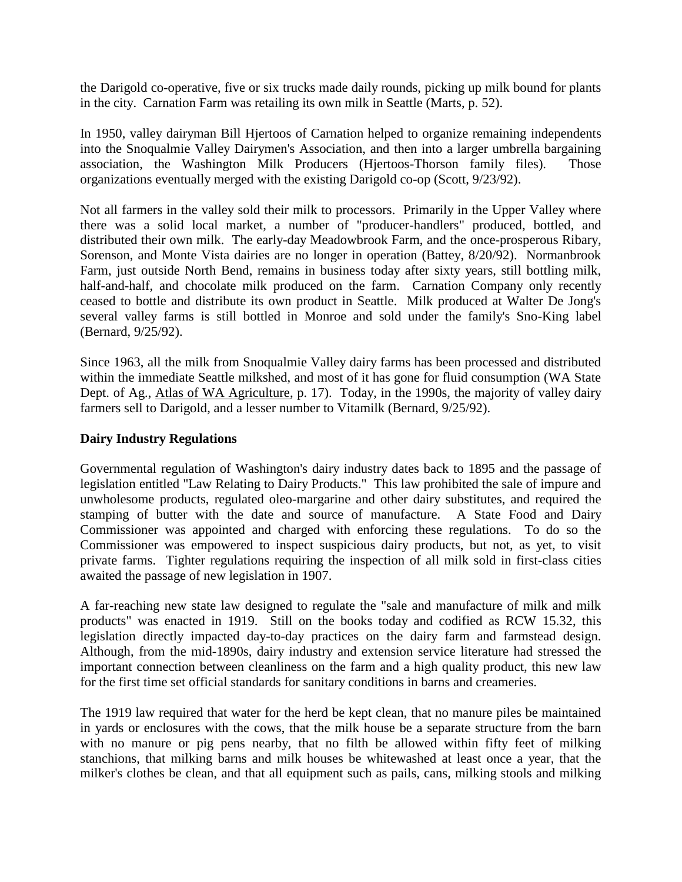the Darigold co-operative, five or six trucks made daily rounds, picking up milk bound for plants in the city. Carnation Farm was retailing its own milk in Seattle (Marts, p. 52).

In 1950, valley dairyman Bill Hjertoos of Carnation helped to organize remaining independents into the Snoqualmie Valley Dairymen's Association, and then into a larger umbrella bargaining association, the Washington Milk Producers (Hjertoos-Thorson family files). Those organizations eventually merged with the existing Darigold co-op (Scott, 9/23/92).

Not all farmers in the valley sold their milk to processors. Primarily in the Upper Valley where there was a solid local market, a number of "producer-handlers" produced, bottled, and distributed their own milk. The early-day Meadowbrook Farm, and the once-prosperous Ribary, Sorenson, and Monte Vista dairies are no longer in operation (Battey, 8/20/92). Normanbrook Farm, just outside North Bend, remains in business today after sixty years, still bottling milk, half-and-half, and chocolate milk produced on the farm. Carnation Company only recently ceased to bottle and distribute its own product in Seattle. Milk produced at Walter De Jong's several valley farms is still bottled in Monroe and sold under the family's Sno-King label (Bernard, 9/25/92).

Since 1963, all the milk from Snoqualmie Valley dairy farms has been processed and distributed within the immediate Seattle milkshed, and most of it has gone for fluid consumption (WA State Dept. of Ag., Atlas of WA Agriculture, p. 17). Today, in the 1990s, the majority of valley dairy farmers sell to Darigold, and a lesser number to Vitamilk (Bernard, 9/25/92).

**Dairy Industry Regulations**

Governmental regulation of Washington's dairy industry dates back to 1895 and the passage of legislation entitled "Law Relating to Dairy Products." This law prohibited the sale of impure and unwholesome products, regulated oleo-margarine and other dairy substitutes, and required the stamping of butter with the date and source of manufacture. A State Food and Dairy Commissioner was appointed and charged with enforcing these regulations. To do so the Commissioner was empowered to inspect suspicious dairy products, but not, as yet, to visit private farms. Tighter regulations requiring the inspection of all milk sold in first-class cities awaited the passage of new legislation in 1907.

A far-reaching new state law designed to regulate the "sale and manufacture of milk and milk products" was enacted in 1919. Still on the books today and codified as RCW 15.32, this legislation directly impacted day-to-day practices on the dairy farm and farmstead design. Although, from the mid-1890s, dairy industry and extension service literature had stressed the important connection between cleanliness on the farm and a high quality product, this new law for the first time set official standards for sanitary conditions in barns and creameries.

The 1919 law required that water for the herd be kept clean, that no manure piles be maintained in yards or enclosures with the cows, that the milk house be a separate structure from the barn with no manure or pig pens nearby, that no filth be allowed within fifty feet of milking stanchions, that milking barns and milk houses be whitewashed at least once a year, that the milker's clothes be clean, and that all equipment such as pails, cans, milking stools and milking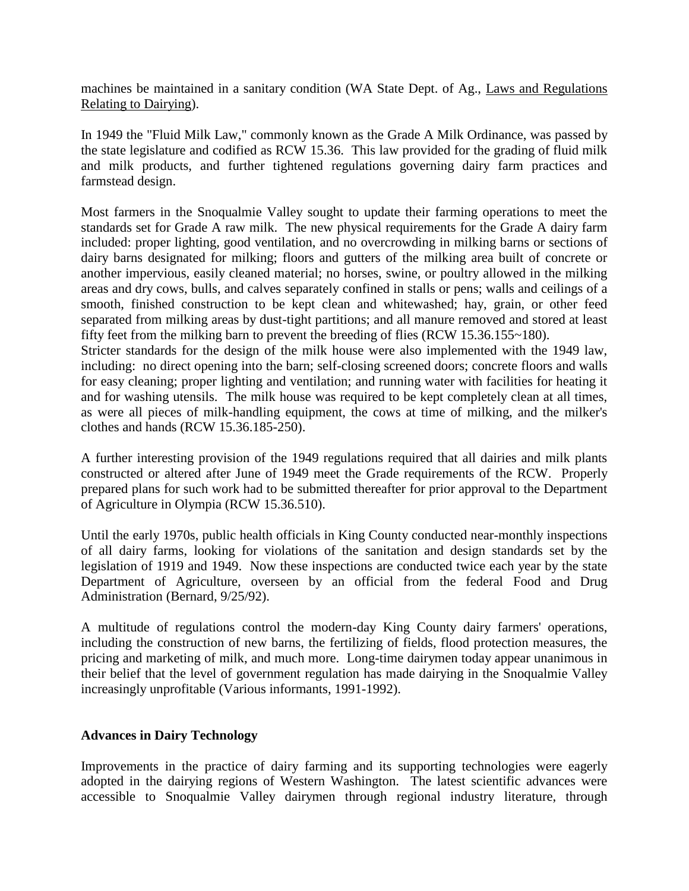machines be maintained in a sanitary condition (WA State Dept. of Ag., Laws and Regulations Relating to Dairying).

In 1949 the "Fluid Milk Law," commonly known as the Grade A Milk Ordinance, was passed by the state legislature and codified as RCW 15.36. This law provided for the grading of fluid milk and milk products, and further tightened regulations governing dairy farm practices and farmstead design.

Most farmers in the Snoqualmie Valley sought to update their farming operations to meet the standards set for Grade A raw milk. The new physical requirements for the Grade A dairy farm included: proper lighting, good ventilation, and no overcrowding in milking barns or sections of dairy barns designated for milking; floors and gutters of the milking area built of concrete or another impervious, easily cleaned material; no horses, swine, or poultry allowed in the milking areas and dry cows, bulls, and calves separately confined in stalls or pens; walls and ceilings of a smooth, finished construction to be kept clean and whitewashed; hay, grain, or other feed separated from milking areas by dust-tight partitions; and all manure removed and stored at least fifty feet from the milking barn to prevent the breeding of flies (RCW 15.36.155~180).

Stricter standards for the design of the milk house were also implemented with the 1949 law, including: no direct opening into the barn; self-closing screened doors; concrete floors and walls for easy cleaning; proper lighting and ventilation; and running water with facilities for heating it and for washing utensils. The milk house was required to be kept completely clean at all times, as were all pieces of milk-handling equipment, the cows at time of milking, and the milker's clothes and hands (RCW 15.36.185-250).

A further interesting provision of the 1949 regulations required that all dairies and milk plants constructed or altered after June of 1949 meet the Grade requirements of the RCW. Properly prepared plans for such work had to be submitted thereafter for prior approval to the Department of Agriculture in Olympia (RCW 15.36.510).

Until the early 1970s, public health officials in King County conducted near-monthly inspections of all dairy farms, looking for violations of the sanitation and design standards set by the legislation of 1919 and 1949. Now these inspections are conducted twice each year by the state Department of Agriculture, overseen by an official from the federal Food and Drug Administration (Bernard, 9/25/92).

A multitude of regulations control the modern-day King County dairy farmers' operations, including the construction of new barns, the fertilizing of fields, flood protection measures, the pricing and marketing of milk, and much more. Long-time dairymen today appear unanimous in their belief that the level of government regulation has made dairying in the Snoqualmie Valley increasingly unprofitable (Various informants, 1991-1992).

## Advances in Dairy Technology

Improvements in the practice of dairy farming and its supporting technologies were eagerly adopted in the dairying regions of Western Washington. The latest scientific advances were accessible to Snoqualmie Valley dairymen through regional industry literature, through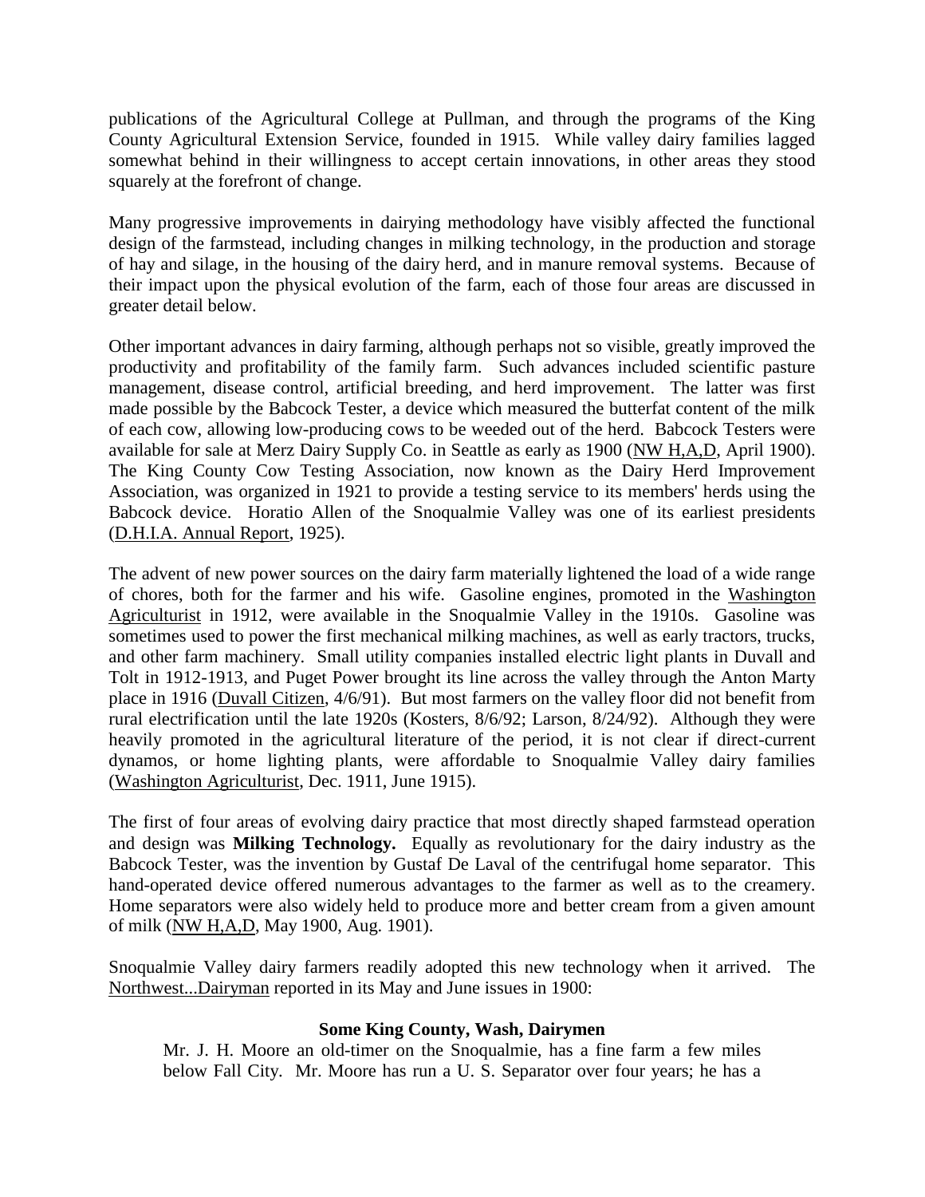publications of the Agricultural College at Pullman, and through the programs of the King County Agricultural Extension Service, founded in 1915. While valley dairy families lagged somewhat behind in their willingness to accept certain innovations, in other areas they stood squarely at the forefront of change.

Many progressive improvements in dairying methodology have visibly affected the functional design of the farmstead, including changes in milking technology, in the production and storage of hay and silage, in the housing of the dairy herd, and in manure removal systems. Because of their impact upon the physical evolution of the farm, each of those four areas are discussed in greater detail below.

Other important advances in dairy farming, although perhaps not so visible, greatly improved the productivity and profitability of the family farm. Such advances included scientific pasture management, disease control, artificial breeding, and herd improvement. The latter was first made possible by the Babcock Tester, a device which measured the butterfat content of the milk of each cow, allowing low-producing cows to be weeded out of the herd. Babcock Testers were available for sale at Merz Dairy Supply Co. in Seattle as early as 1900 (NW H,A,D, April 1900). The King County Cow Testing Association, now known as the Dairy Herd Improvement Association, was organized in 1921 to provide a testing service to its members' herds using the Babcock device. Horatio Allen of the Snoqualmie Valley was one of its earliest presidents (D.H.I.A. Annual Report, 1925).

The advent of new power sources on the dairy farm materially lightened the load of a wide range of chores, both for the farmer and his wife. Gasoline engines, promoted in the Washington Agriculturist in 1912, were available in the Snoqualmie Valley in the 1910s. Gasoline was sometimes used to power the first mechanical milking machines, as well as early tractors, trucks, and other farm machinery. Small utility companies installed electric light plants in Duvall and Tolt in 1912-1913, and Puget Power brought its line across the valley through the Anton Marty place in 1916 (Duvall Citizen, 4/6/91). But most farmers on the valley floor did not benefit from rural electrification until the late 1920s (Kosters, 8/6/92; Larson, 8/24/92). Although they were heavily promoted in the agricultural literature of the period, it is not clear if direct-current dynamos, or home lighting plants, were affordable to Snoqualmie Valley dairy families (Washington Agriculturist, Dec. 1911, June 1915).

The first of four areas of evolving dairy practice that most directly shaped farmstead operation and design was **Milking Technology.** Equally as revolutionary for the dairy industry as the Babcock Tester, was the invention by Gustaf De Laval of the centrifugal home separator. This hand-operated device offered numerous advantages to the farmer as well as to the creamery. Home separators were also widely held to produce more and better cream from a given amount of milk (NW H,A,D, May 1900, Aug. 1901).

Snoqualmie Valley dairy farmers readily adopted this new technology when it arrived. The Northwest...Dairyman reported in its May and June issues in 1900:

> **Some King County, Wash, Dairymen**
>
> Mr. J. H. Moore an old-timer on the Snoqualmie, has a fine farm a few miles below Fall City. Mr. Moore has run a U. S. Separator over four years; he has a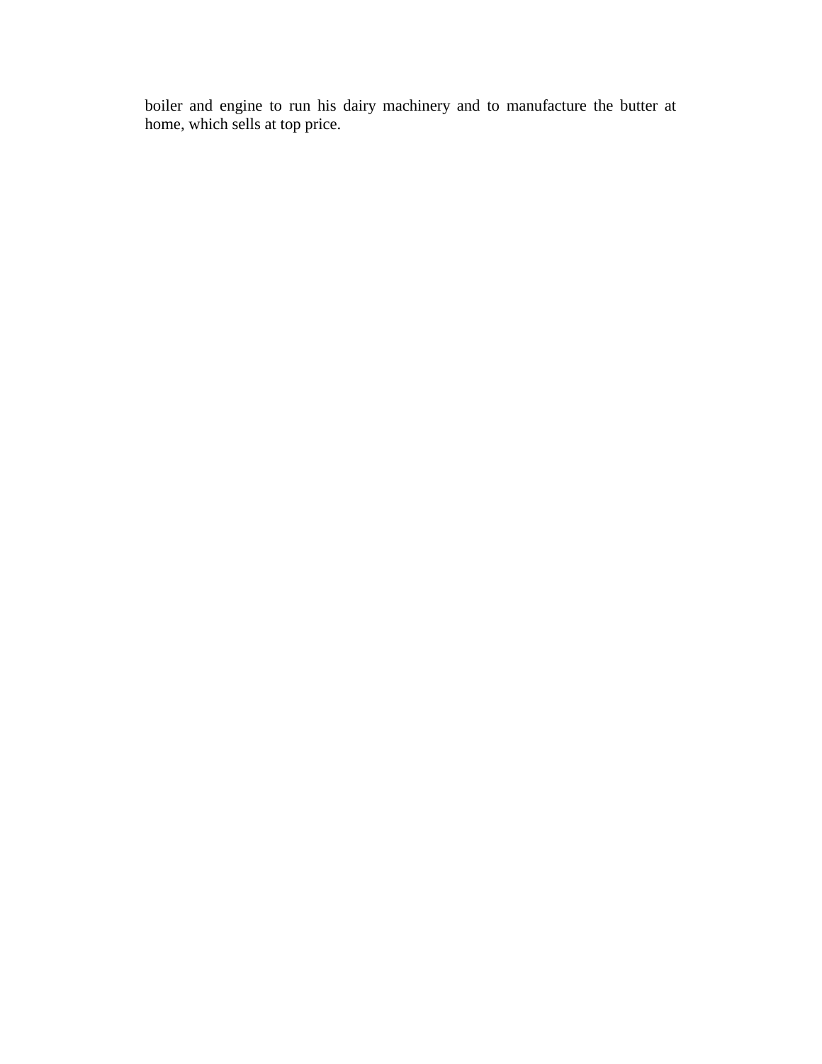boiler and engine to run his dairy machinery and to manufacture the butter at home, which sells at top price.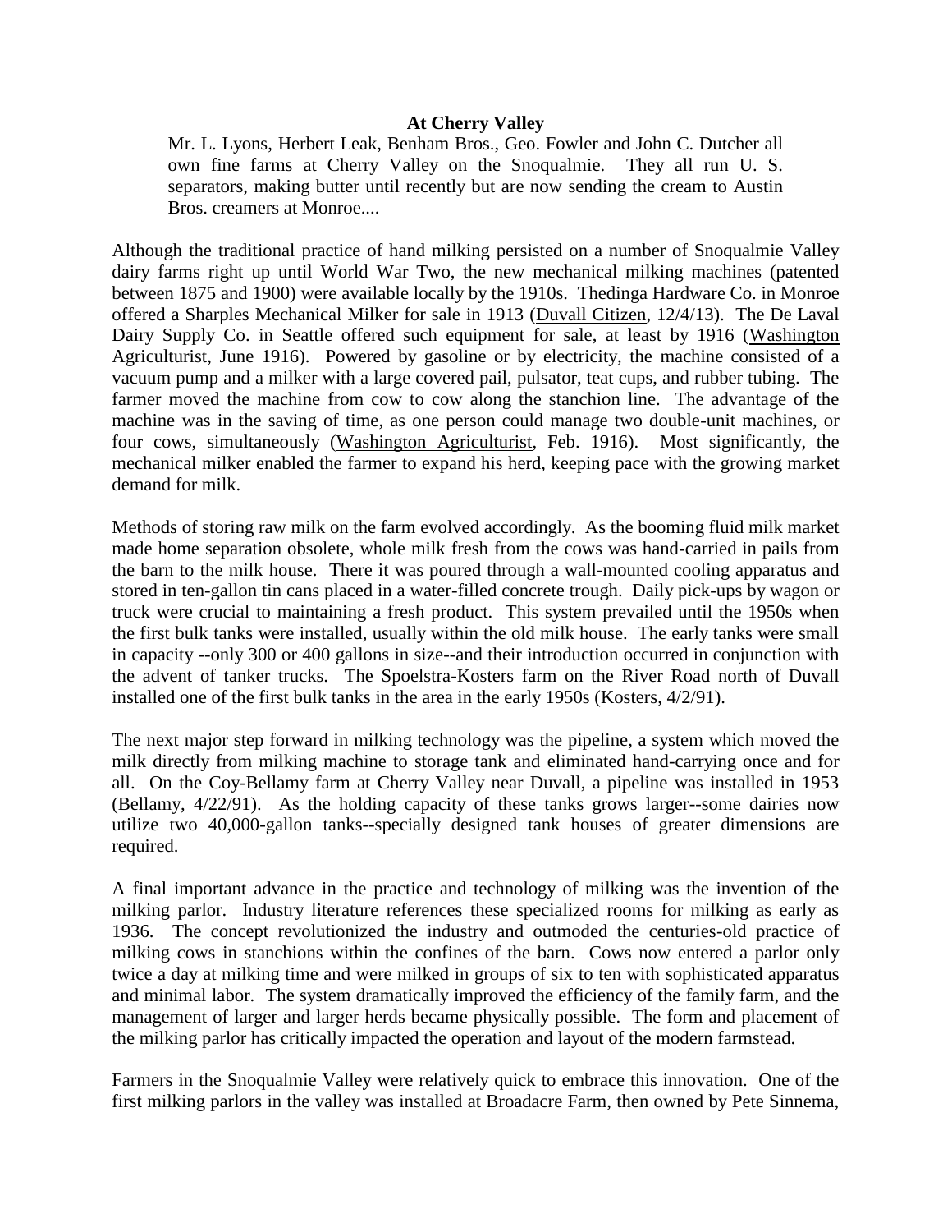**At Cherry Valley**

> Mr. L. Lyons, Herbert Leak, Benham Bros., Geo. Fowler and John C. Dutcher all own fine farms at Cherry Valley on the Snoqualmie. They all run U. S. separators, making butter until recently but are now sending the cream to Austin Bros. creamers at Monroe....

Although the traditional practice of hand milking persisted on a number of Snoqualmie Valley dairy farms right up until World War Two, the new mechanical milking machines (patented between 1875 and 1900) were available locally by the 1910s. Thedinga Hardware Co. in Monroe offered a Sharples Mechanical Milker for sale in 1913 (Duvall Citizen, 12/4/13). The De Laval Dairy Supply Co. in Seattle offered such equipment for sale, at least by 1916 (Washington Agriculturist, June 1916). Powered by gasoline or by electricity, the machine consisted of a vacuum pump and a milker with a large covered pail, pulsator, teat cups, and rubber tubing. The farmer moved the machine from cow to cow along the stanchion line. The advantage of the machine was in the saving of time, as one person could manage two double-unit machines, or four cows, simultaneously (Washington Agriculturist, Feb. 1916). Most significantly, the mechanical milker enabled the farmer to expand his herd, keeping pace with the growing market demand for milk.

Methods of storing raw milk on the farm evolved accordingly. As the booming fluid milk market made home separation obsolete, whole milk fresh from the cows was hand-carried in pails from the barn to the milk house. There it was poured through a wall-mounted cooling apparatus and stored in ten-gallon tin cans placed in a water-filled concrete trough. Daily pick-ups by wagon or truck were crucial to maintaining a fresh product. This system prevailed until the 1950s when the first bulk tanks were installed, usually within the old milk house. The early tanks were small in capacity --only 300 or 400 gallons in size--and their introduction occurred in conjunction with the advent of tanker trucks. The Spoelstra-Kosters farm on the River Road north of Duvall installed one of the first bulk tanks in the area in the early 1950s (Kosters, 4/2/91).

The next major step forward in milking technology was the pipeline, a system which moved the milk directly from milking machine to storage tank and eliminated hand-carrying once and for all. On the Coy-Bellamy farm at Cherry Valley near Duvall, a pipeline was installed in 1953 (Bellamy, 4/22/91). As the holding capacity of these tanks grows larger--some dairies now utilize two 40,000-gallon tanks--specially designed tank houses of greater dimensions are required.

A final important advance in the practice and technology of milking was the invention of the milking parlor. Industry literature references these specialized rooms for milking as early as 1936. The concept revolutionized the industry and outmoded the centuries-old practice of milking cows in stanchions within the confines of the barn. Cows now entered a parlor only twice a day at milking time and were milked in groups of six to ten with sophisticated apparatus and minimal labor. The system dramatically improved the efficiency of the family farm, and the management of larger and larger herds became physically possible. The form and placement of the milking parlor has critically impacted the operation and layout of the modern farmstead.

Farmers in the Snoqualmie Valley were relatively quick to embrace this innovation. One of the first milking parlors in the valley was installed at Broadacre Farm, then owned by Pete Sinnema,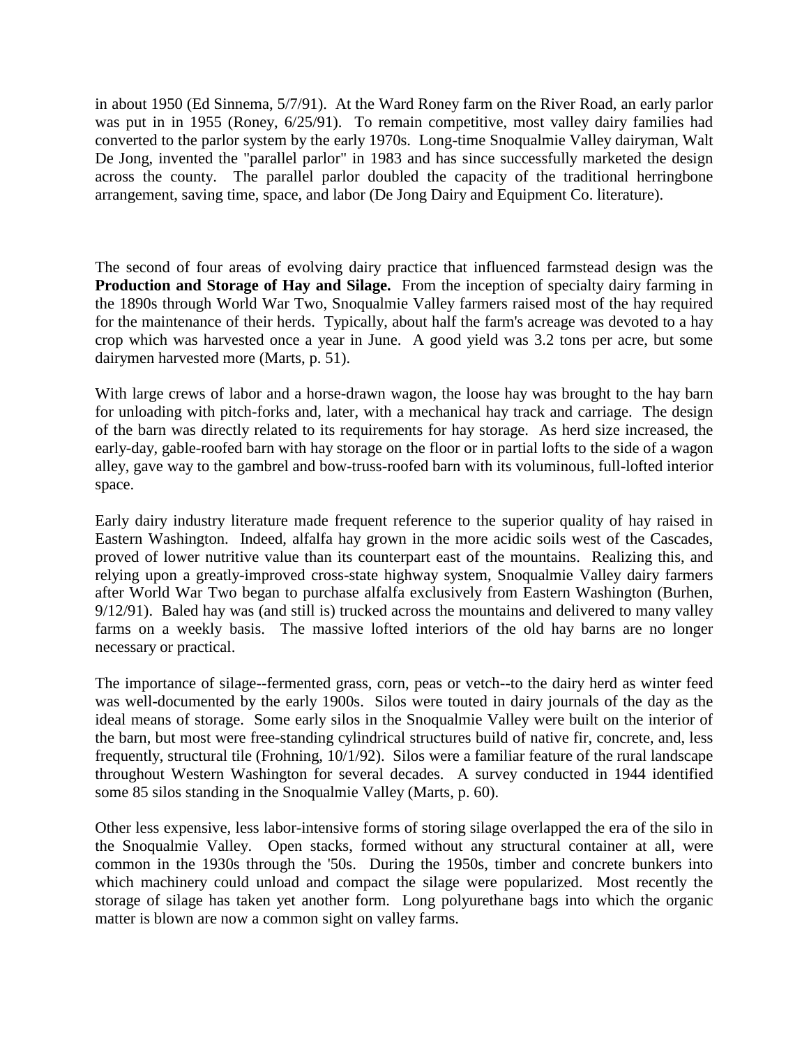in about 1950 (Ed Sinnema, 5/7/91). At the Ward Roney farm on the River Road, an early parlor was put in in 1955 (Roney, 6/25/91). To remain competitive, most valley dairy families had converted to the parlor system by the early 1970s. Long-time Snoqualmie Valley dairyman, Walt De Jong, invented the "parallel parlor" in 1983 and has since successfully marketed the design across the county. The parallel parlor doubled the capacity of the traditional herringbone arrangement, saving time, space, and labor (De Jong Dairy and Equipment Co. literature).

The second of four areas of evolving dairy practice that influenced farmstead design was the **Production and Storage of Hay and Silage.** From the inception of specialty dairy farming in the 1890s through World War Two, Snoqualmie Valley farmers raised most of the hay required for the maintenance of their herds. Typically, about half the farm's acreage was devoted to a hay crop which was harvested once a year in June. A good yield was 3.2 tons per acre, but some dairymen harvested more (Marts, p. 51).

With large crews of labor and a horse-drawn wagon, the loose hay was brought to the hay barn for unloading with pitch-forks and, later, with a mechanical hay track and carriage. The design of the barn was directly related to its requirements for hay storage. As herd size increased, the early-day, gable-roofed barn with hay storage on the floor or in partial lofts to the side of a wagon alley, gave way to the gambrel and bow-truss-roofed barn with its voluminous, full-lofted interior space.

Early dairy industry literature made frequent reference to the superior quality of hay raised in Eastern Washington. Indeed, alfalfa hay grown in the more acidic soils west of the Cascades, proved of lower nutritive value than its counterpart east of the mountains. Realizing this, and relying upon a greatly-improved cross-state highway system, Snoqualmie Valley dairy farmers after World War Two began to purchase alfalfa exclusively from Eastern Washington (Burhen, 9/12/91). Baled hay was (and still is) trucked across the mountains and delivered to many valley farms on a weekly basis. The massive lofted interiors of the old hay barns are no longer necessary or practical.

The importance of silage--fermented grass, corn, peas or vetch--to the dairy herd as winter feed was well-documented by the early 1900s. Silos were touted in dairy journals of the day as the ideal means of storage. Some early silos in the Snoqualmie Valley were built on the interior of the barn, but most were free-standing cylindrical structures build of native fir, concrete, and, less frequently, structural tile (Frohning, 10/1/92). Silos were a familiar feature of the rural landscape throughout Western Washington for several decades. A survey conducted in 1944 identified some 85 silos standing in the Snoqualmie Valley (Marts, p. 60).

Other less expensive, less labor-intensive forms of storing silage overlapped the era of the silo in the Snoqualmie Valley. Open stacks, formed without any structural container at all, were common in the 1930s through the '50s. During the 1950s, timber and concrete bunkers into which machinery could unload and compact the silage were popularized. Most recently the storage of silage has taken yet another form. Long polyurethane bags into which the organic matter is blown are now a common sight on valley farms.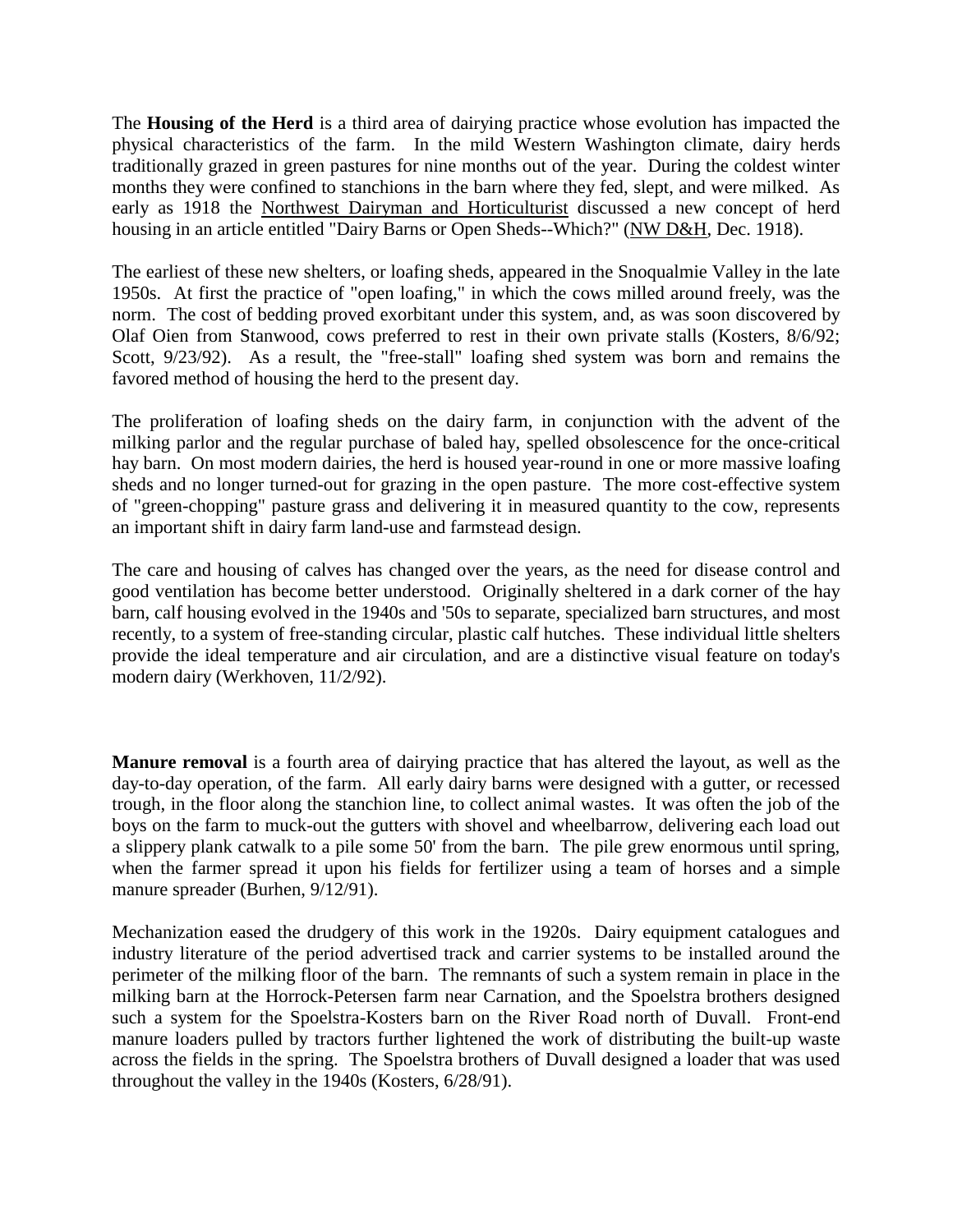The **Housing of the Herd** is a third area of dairying practice whose evolution has impacted the physical characteristics of the farm. In the mild Western Washington climate, dairy herds traditionally grazed in green pastures for nine months out of the year. During the coldest winter months they were confined to stanchions in the barn where they fed, slept, and were milked. As early as 1918 the Northwest Dairyman and Horticulturist discussed a new concept of herd housing in an article entitled "Dairy Barns or Open Sheds--Which?" (NW D&H, Dec. 1918).

The earliest of these new shelters, or loafing sheds, appeared in the Snoqualmie Valley in the late 1950s. At first the practice of "open loafing," in which the cows milled around freely, was the norm. The cost of bedding proved exorbitant under this system, and, as was soon discovered by Olaf Oien from Stanwood, cows preferred to rest in their own private stalls (Kosters, 8/6/92; Scott, 9/23/92). As a result, the "free-stall" loafing shed system was born and remains the favored method of housing the herd to the present day.

The proliferation of loafing sheds on the dairy farm, in conjunction with the advent of the milking parlor and the regular purchase of baled hay, spelled obsolescence for the once-critical hay barn. On most modern dairies, the herd is housed year-round in one or more massive loafing sheds and no longer turned-out for grazing in the open pasture. The more cost-effective system of "green-chopping" pasture grass and delivering it in measured quantity to the cow, represents an important shift in dairy farm land-use and farmstead design.

The care and housing of calves has changed over the years, as the need for disease control and good ventilation has become better understood. Originally sheltered in a dark corner of the hay barn, calf housing evolved in the 1940s and '50s to separate, specialized barn structures, and most recently, to a system of free-standing circular, plastic calf hutches. These individual little shelters provide the ideal temperature and air circulation, and are a distinctive visual feature on today's modern dairy (Werkhoven, 11/2/92).

**Manure removal** is a fourth area of dairying practice that has altered the layout, as well as the day-to-day operation, of the farm. All early dairy barns were designed with a gutter, or recessed trough, in the floor along the stanchion line, to collect animal wastes. It was often the job of the boys on the farm to muck-out the gutters with shovel and wheelbarrow, delivering each load out a slippery plank catwalk to a pile some 50' from the barn. The pile grew enormous until spring, when the farmer spread it upon his fields for fertilizer using a team of horses and a simple manure spreader (Burhen, 9/12/91).

Mechanization eased the drudgery of this work in the 1920s. Dairy equipment catalogues and industry literature of the period advertised track and carrier systems to be installed around the perimeter of the milking floor of the barn. The remnants of such a system remain in place in the milking barn at the Horrock-Petersen farm near Carnation, and the Spoelstra brothers designed such a system for the Spoelstra-Kosters barn on the River Road north of Duvall. Front-end manure loaders pulled by tractors further lightened the work of distributing the built-up waste across the fields in the spring. The Spoelstra brothers of Duvall designed a loader that was used throughout the valley in the 1940s (Kosters, 6/28/91).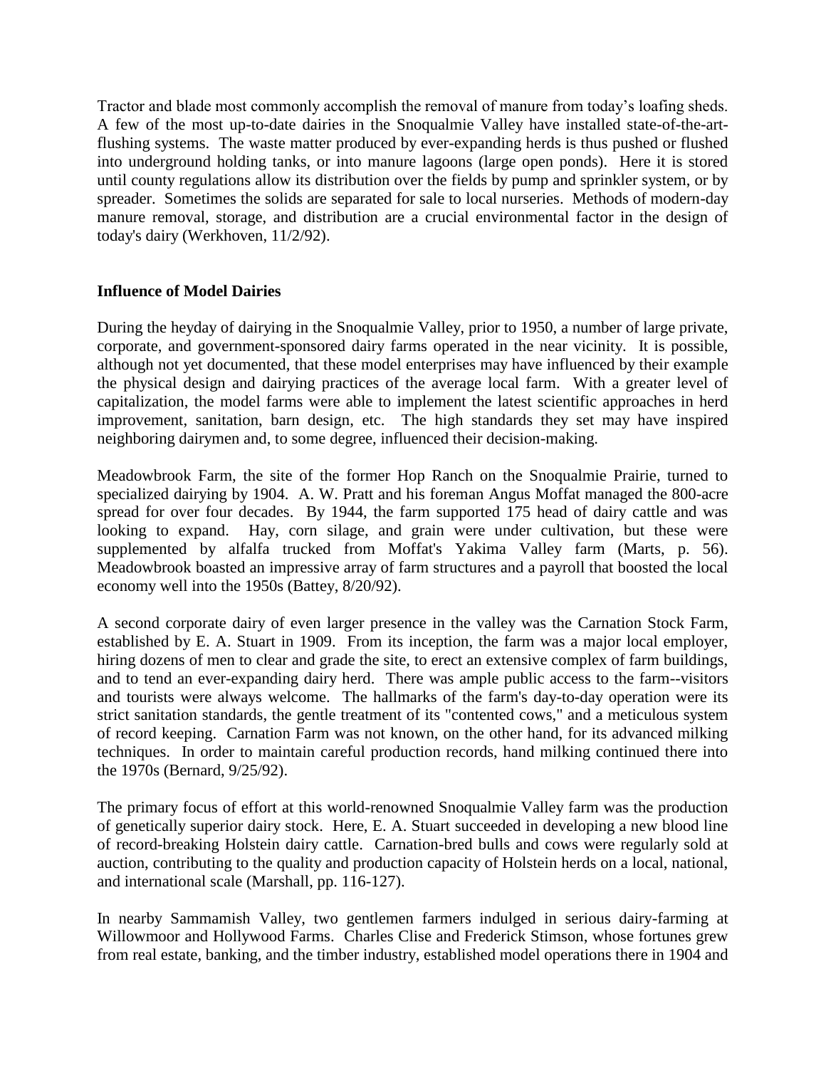Tractor and blade most commonly accomplish the removal of manure from today's loafing sheds. A few of the most up-to-date dairies in the Snoqualmie Valley have installed state-of-the-art-flushing systems. The waste matter produced by ever-expanding herds is thus pushed or flushed into underground holding tanks, or into manure lagoons (large open ponds). Here it is stored until county regulations allow its distribution over the fields by pump and sprinkler system, or by spreader. Sometimes the solids are separated for sale to local nurseries. Methods of modern-day manure removal, storage, and distribution are a crucial environmental factor in the design of today's dairy (Werkhoven, 11/2/92).

**Influence of Model Dairies**

During the heyday of dairying in the Snoqualmie Valley, prior to 1950, a number of large private, corporate, and government-sponsored dairy farms operated in the near vicinity. It is possible, although not yet documented, that these model enterprises may have influenced by their example the physical design and dairying practices of the average local farm. With a greater level of capitalization, the model farms were able to implement the latest scientific approaches in herd improvement, sanitation, barn design, etc. The high standards they set may have inspired neighboring dairymen and, to some degree, influenced their decision-making.

Meadowbrook Farm, the site of the former Hop Ranch on the Snoqualmie Prairie, turned to specialized dairying by 1904. A. W. Pratt and his foreman Angus Moffat managed the 800-acre spread for over four decades. By 1944, the farm supported 175 head of dairy cattle and was looking to expand. Hay, corn silage, and grain were under cultivation, but these were supplemented by alfalfa trucked from Moffat's Yakima Valley farm (Marts, p. 56). Meadowbrook boasted an impressive array of farm structures and a payroll that boosted the local economy well into the 1950s (Battey, 8/20/92).

A second corporate dairy of even larger presence in the valley was the Carnation Stock Farm, established by E. A. Stuart in 1909. From its inception, the farm was a major local employer, hiring dozens of men to clear and grade the site, to erect an extensive complex of farm buildings, and to tend an ever-expanding dairy herd. There was ample public access to the farm--visitors and tourists were always welcome. The hallmarks of the farm's day-to-day operation were its strict sanitation standards, the gentle treatment of its "contented cows," and a meticulous system of record keeping. Carnation Farm was not known, on the other hand, for its advanced milking techniques. In order to maintain careful production records, hand milking continued there into the 1970s (Bernard, 9/25/92).

The primary focus of effort at this world-renowned Snoqualmie Valley farm was the production of genetically superior dairy stock. Here, E. A. Stuart succeeded in developing a new blood line of record-breaking Holstein dairy cattle. Carnation-bred bulls and cows were regularly sold at auction, contributing to the quality and production capacity of Holstein herds on a local, national, and international scale (Marshall, pp. 116-127).

In nearby Sammamish Valley, two gentlemen farmers indulged in serious dairy-farming at Willowmoor and Hollywood Farms. Charles Clise and Frederick Stimson, whose fortunes grew from real estate, banking, and the timber industry, established model operations there in 1904 and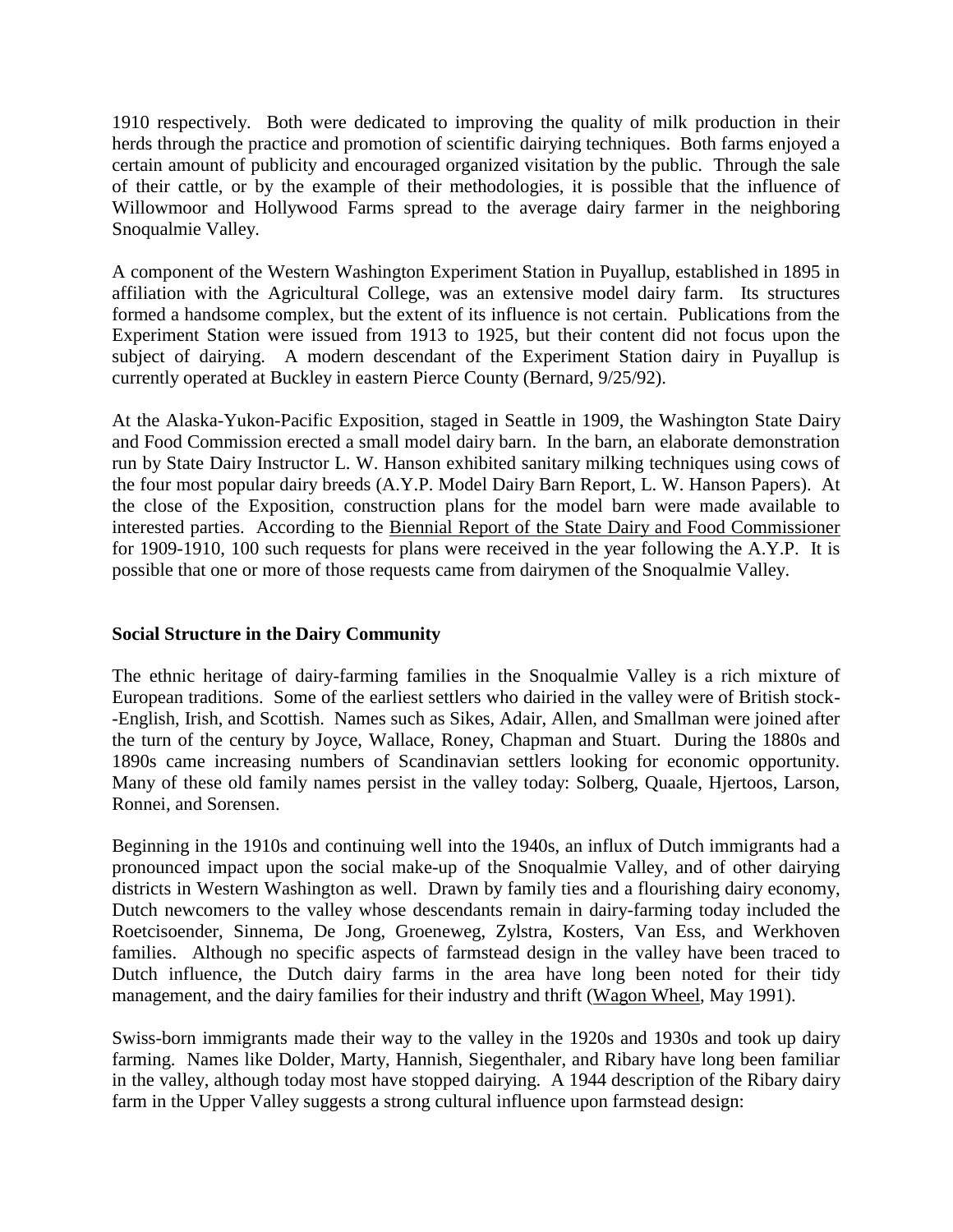1910 respectively. Both were dedicated to improving the quality of milk production in their herds through the practice and promotion of scientific dairying techniques. Both farms enjoyed a certain amount of publicity and encouraged organized visitation by the public. Through the sale of their cattle, or by the example of their methodologies, it is possible that the influence of Willowmoor and Hollywood Farms spread to the average dairy farmer in the neighboring Snoqualmie Valley.

A component of the Western Washington Experiment Station in Puyallup, established in 1895 in affiliation with the Agricultural College, was an extensive model dairy farm. Its structures formed a handsome complex, but the extent of its influence is not certain. Publications from the Experiment Station were issued from 1913 to 1925, but their content did not focus upon the subject of dairying. A modern descendant of the Experiment Station dairy in Puyallup is currently operated at Buckley in eastern Pierce County (Bernard, 9/25/92).

At the Alaska-Yukon-Pacific Exposition, staged in Seattle in 1909, the Washington State Dairy and Food Commission erected a small model dairy barn. In the barn, an elaborate demonstration run by State Dairy Instructor L. W. Hanson exhibited sanitary milking techniques using cows of the four most popular dairy breeds (A.Y.P. Model Dairy Barn Report, L. W. Hanson Papers). At the close of the Exposition, construction plans for the model barn were made available to interested parties. According to the Biennial Report of the State Dairy and Food Commissioner for 1909-1910, 100 such requests for plans were received in the year following the A.Y.P. It is possible that one or more of those requests came from dairymen of the Snoqualmie Valley.

## Social Structure in the Dairy Community

The ethnic heritage of dairy-farming families in the Snoqualmie Valley is a rich mixture of European traditions. Some of the earliest settlers who dairied in the valley were of British stock--English, Irish, and Scottish. Names such as Sikes, Adair, Allen, and Smallman were joined after the turn of the century by Joyce, Wallace, Roney, Chapman and Stuart. During the 1880s and 1890s came increasing numbers of Scandinavian settlers looking for economic opportunity. Many of these old family names persist in the valley today: Solberg, Quaale, Hjertoos, Larson, Ronnei, and Sorensen.

Beginning in the 1910s and continuing well into the 1940s, an influx of Dutch immigrants had a pronounced impact upon the social make-up of the Snoqualmie Valley, and of other dairying districts in Western Washington as well. Drawn by family ties and a flourishing dairy economy, Dutch newcomers to the valley whose descendants remain in dairy-farming today included the Roetcisoender, Sinnema, De Jong, Groeneweg, Zylstra, Kosters, Van Ess, and Werkhoven families. Although no specific aspects of farmstead design in the valley have been traced to Dutch influence, the Dutch dairy farms in the area have long been noted for their tidy management, and the dairy families for their industry and thrift (Wagon Wheel, May 1991).

Swiss-born immigrants made their way to the valley in the 1920s and 1930s and took up dairy farming. Names like Dolder, Marty, Hannish, Siegenthaler, and Ribary have long been familiar in the valley, although today most have stopped dairying. A 1944 description of the Ribary dairy farm in the Upper Valley suggests a strong cultural influence upon farmstead design: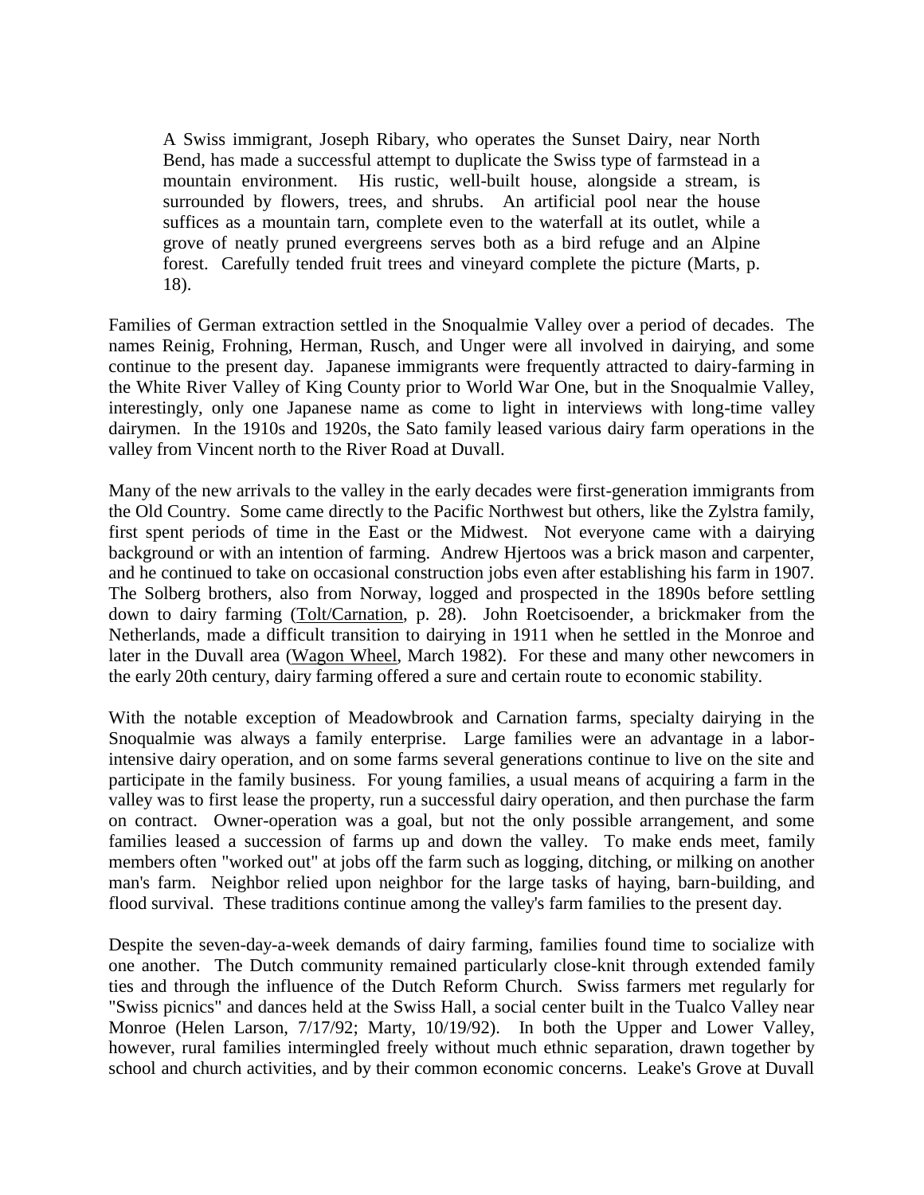> A Swiss immigrant, Joseph Ribary, who operates the Sunset Dairy, near North Bend, has made a successful attempt to duplicate the Swiss type of farmstead in a mountain environment. His rustic, well-built house, alongside a stream, is surrounded by flowers, trees, and shrubs. An artificial pool near the house suffices as a mountain tarn, complete even to the waterfall at its outlet, while a grove of neatly pruned evergreens serves both as a bird refuge and an Alpine forest. Carefully tended fruit trees and vineyard complete the picture (Marts, p. 18).

Families of German extraction settled in the Snoqualmie Valley over a period of decades. The names Reinig, Frohning, Herman, Rusch, and Unger were all involved in dairying, and some continue to the present day. Japanese immigrants were frequently attracted to dairy-farming in the White River Valley of King County prior to World War One, but in the Snoqualmie Valley, interestingly, only one Japanese name as come to light in interviews with long-time valley dairymen. In the 1910s and 1920s, the Sato family leased various dairy farm operations in the valley from Vincent north to the River Road at Duvall.

Many of the new arrivals to the valley in the early decades were first-generation immigrants from the Old Country. Some came directly to the Pacific Northwest but others, like the Zylstra family, first spent periods of time in the East or the Midwest. Not everyone came with a dairying background or with an intention of farming. Andrew Hjertoos was a brick mason and carpenter, and he continued to take on occasional construction jobs even after establishing his farm in 1907. The Solberg brothers, also from Norway, logged and prospected in the 1890s before settling down to dairy farming (Tolt/Carnation, p. 28). John Roetcisoender, a brickmaker from the Netherlands, made a difficult transition to dairying in 1911 when he settled in the Monroe and later in the Duvall area (Wagon Wheel, March 1982). For these and many other newcomers in the early 20th century, dairy farming offered a sure and certain route to economic stability.

With the notable exception of Meadowbrook and Carnation farms, specialty dairying in the Snoqualmie was always a family enterprise. Large families were an advantage in a labor-intensive dairy operation, and on some farms several generations continue to live on the site and participate in the family business. For young families, a usual means of acquiring a farm in the valley was to first lease the property, run a successful dairy operation, and then purchase the farm on contract. Owner-operation was a goal, but not the only possible arrangement, and some families leased a succession of farms up and down the valley. To make ends meet, family members often "worked out" at jobs off the farm such as logging, ditching, or milking on another man's farm. Neighbor relied upon neighbor for the large tasks of haying, barn-building, and flood survival. These traditions continue among the valley's farm families to the present day.

Despite the seven-day-a-week demands of dairy farming, families found time to socialize with one another. The Dutch community remained particularly close-knit through extended family ties and through the influence of the Dutch Reform Church. Swiss farmers met regularly for "Swiss picnics" and dances held at the Swiss Hall, a social center built in the Tualco Valley near Monroe (Helen Larson, 7/17/92; Marty, 10/19/92). In both the Upper and Lower Valley, however, rural families intermingled freely without much ethnic separation, drawn together by school and church activities, and by their common economic concerns. Leake's Grove at Duvall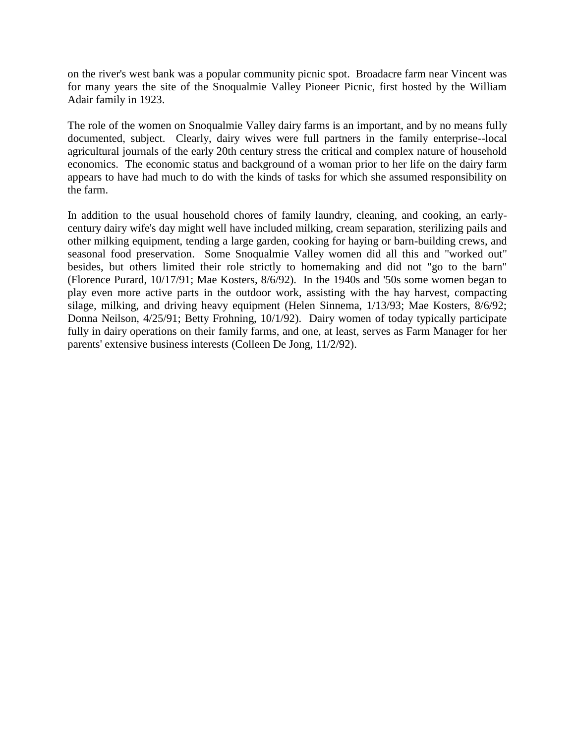on the river's west bank was a popular community picnic spot. Broadacre farm near Vincent was for many years the site of the Snoqualmie Valley Pioneer Picnic, first hosted by the William Adair family in 1923.

The role of the women on Snoqualmie Valley dairy farms is an important, and by no means fully documented, subject. Clearly, dairy wives were full partners in the family enterprise--local agricultural journals of the early 20th century stress the critical and complex nature of household economics. The economic status and background of a woman prior to her life on the dairy farm appears to have had much to do with the kinds of tasks for which she assumed responsibility on the farm.

In addition to the usual household chores of family laundry, cleaning, and cooking, an early-century dairy wife's day might well have included milking, cream separation, sterilizing pails and other milking equipment, tending a large garden, cooking for haying or barn-building crews, and seasonal food preservation. Some Snoqualmie Valley women did all this and "worked out" besides, but others limited their role strictly to homemaking and did not "go to the barn" (Florence Purard, 10/17/91; Mae Kosters, 8/6/92). In the 1940s and '50s some women began to play even more active parts in the outdoor work, assisting with the hay harvest, compacting silage, milking, and driving heavy equipment (Helen Sinnema, 1/13/93; Mae Kosters, 8/6/92; Donna Neilson, 4/25/91; Betty Frohning, 10/1/92). Dairy women of today typically participate fully in dairy operations on their family farms, and one, at least, serves as Farm Manager for her parents' extensive business interests (Colleen De Jong, 11/2/92).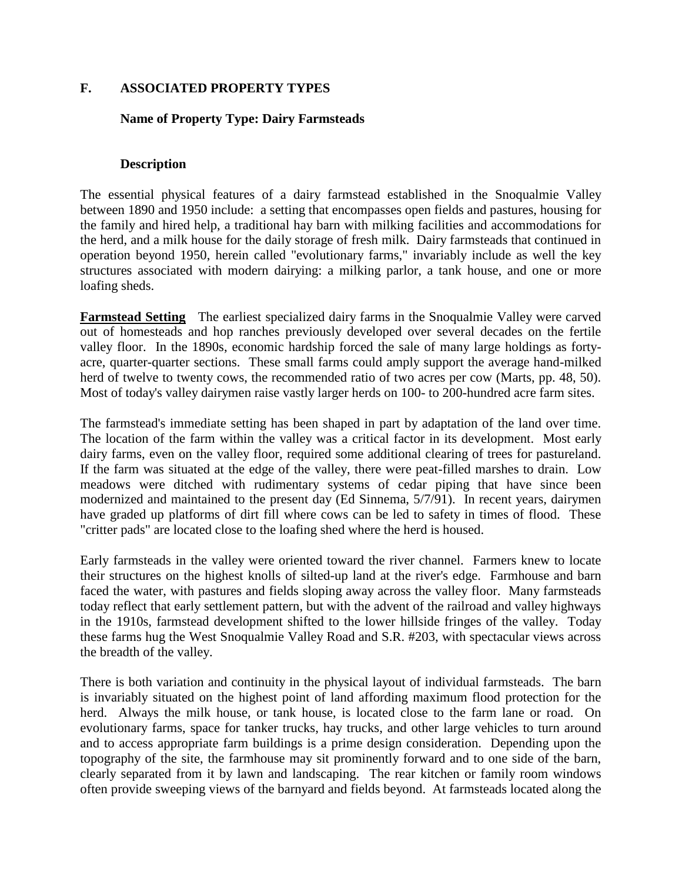## F. ASSOCIATED PROPERTY TYPES

### Name of Property Type: Dairy Farmsteads

### Description

The essential physical features of a dairy farmstead established in the Snoqualmie Valley between 1890 and 1950 include: a setting that encompasses open fields and pastures, housing for the family and hired help, a traditional hay barn with milking facilities and accommodations for the herd, and a milk house for the daily storage of fresh milk. Dairy farmsteads that continued in operation beyond 1950, herein called "evolutionary farms," invariably include as well the key structures associated with modern dairying: a milking parlor, a tank house, and one or more loafing sheds.

**Farmstead Setting** The earliest specialized dairy farms in the Snoqualmie Valley were carved out of homesteads and hop ranches previously developed over several decades on the fertile valley floor. In the 1890s, economic hardship forced the sale of many large holdings as forty-acre, quarter-quarter sections. These small farms could amply support the average hand-milked herd of twelve to twenty cows, the recommended ratio of two acres per cow (Marts, pp. 48, 50). Most of today's valley dairymen raise vastly larger herds on 100- to 200-hundred acre farm sites.

The farmstead's immediate setting has been shaped in part by adaptation of the land over time. The location of the farm within the valley was a critical factor in its development. Most early dairy farms, even on the valley floor, required some additional clearing of trees for pastureland. If the farm was situated at the edge of the valley, there were peat-filled marshes to drain. Low meadows were ditched with rudimentary systems of cedar piping that have since been modernized and maintained to the present day (Ed Sinnema, 5/7/91). In recent years, dairymen have graded up platforms of dirt fill where cows can be led to safety in times of flood. These "critter pads" are located close to the loafing shed where the herd is housed.

Early farmsteads in the valley were oriented toward the river channel. Farmers knew to locate their structures on the highest knolls of silted-up land at the river's edge. Farmhouse and barn faced the water, with pastures and fields sloping away across the valley floor. Many farmsteads today reflect that early settlement pattern, but with the advent of the railroad and valley highways in the 1910s, farmstead development shifted to the lower hillside fringes of the valley. Today these farms hug the West Snoqualmie Valley Road and S.R. #203, with spectacular views across the breadth of the valley.

There is both variation and continuity in the physical layout of individual farmsteads. The barn is invariably situated on the highest point of land affording maximum flood protection for the herd. Always the milk house, or tank house, is located close to the farm lane or road. On evolutionary farms, space for tanker trucks, hay trucks, and other large vehicles to turn around and to access appropriate farm buildings is a prime design consideration. Depending upon the topography of the site, the farmhouse may sit prominently forward and to one side of the barn, clearly separated from it by lawn and landscaping. The rear kitchen or family room windows often provide sweeping views of the barnyard and fields beyond. At farmsteads located along the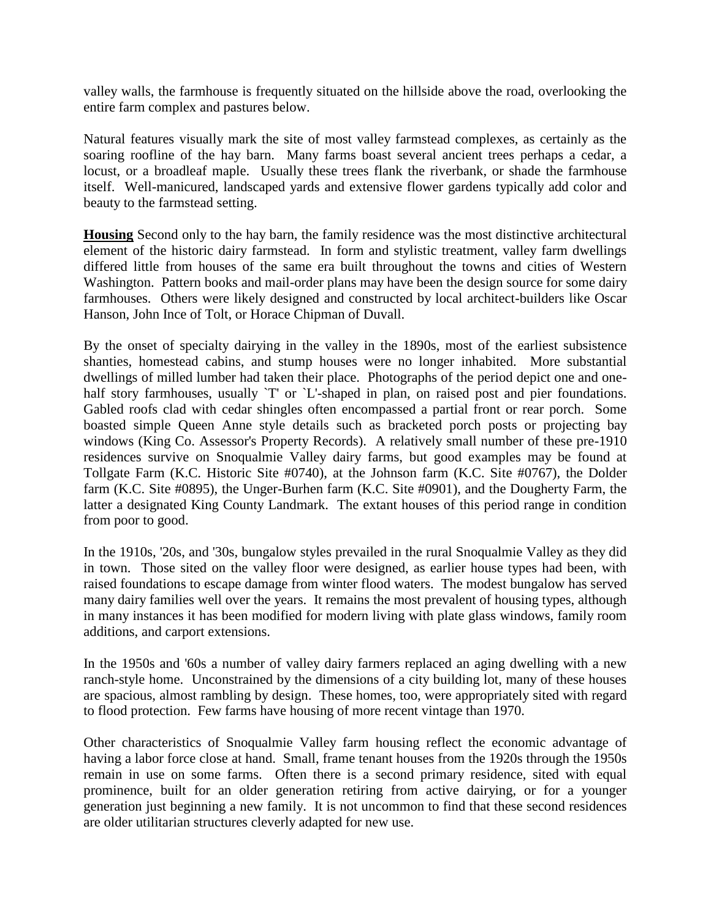valley walls, the farmhouse is frequently situated on the hillside above the road, overlooking the entire farm complex and pastures below.

Natural features visually mark the site of most valley farmstead complexes, as certainly as the soaring roofline of the hay barn. Many farms boast several ancient trees perhaps a cedar, a locust, or a broadleaf maple. Usually these trees flank the riverbank, or shade the farmhouse itself. Well-manicured, landscaped yards and extensive flower gardens typically add color and beauty to the farmstead setting.

**Housing** Second only to the hay barn, the family residence was the most distinctive architectural element of the historic dairy farmstead. In form and stylistic treatment, valley farm dwellings differed little from houses of the same era built throughout the towns and cities of Western Washington. Pattern books and mail-order plans may have been the design source for some dairy farmhouses. Others were likely designed and constructed by local architect-builders like Oscar Hanson, John Ince of Tolt, or Horace Chipman of Duvall.

By the onset of specialty dairying in the valley in the 1890s, most of the earliest subsistence shanties, homestead cabins, and stump houses were no longer inhabited. More substantial dwellings of milled lumber had taken their place. Photographs of the period depict one and one-half story farmhouses, usually `T' or `L'-shaped in plan, on raised post and pier foundations. Gabled roofs clad with cedar shingles often encompassed a partial front or rear porch. Some boasted simple Queen Anne style details such as bracketed porch posts or projecting bay windows (King Co. Assessor's Property Records). A relatively small number of these pre-1910 residences survive on Snoqualmie Valley dairy farms, but good examples may be found at Tollgate Farm (K.C. Historic Site #0740), at the Johnson farm (K.C. Site #0767), the Dolder farm (K.C. Site #0895), the Unger-Burhen farm (K.C. Site #0901), and the Dougherty Farm, the latter a designated King County Landmark. The extant houses of this period range in condition from poor to good.

In the 1910s, '20s, and '30s, bungalow styles prevailed in the rural Snoqualmie Valley as they did in town. Those sited on the valley floor were designed, as earlier house types had been, with raised foundations to escape damage from winter flood waters. The modest bungalow has served many dairy families well over the years. It remains the most prevalent of housing types, although in many instances it has been modified for modern living with plate glass windows, family room additions, and carport extensions.

In the 1950s and '60s a number of valley dairy farmers replaced an aging dwelling with a new ranch-style home. Unconstrained by the dimensions of a city building lot, many of these houses are spacious, almost rambling by design. These homes, too, were appropriately sited with regard to flood protection. Few farms have housing of more recent vintage than 1970.

Other characteristics of Snoqualmie Valley farm housing reflect the economic advantage of having a labor force close at hand. Small, frame tenant houses from the 1920s through the 1950s remain in use on some farms. Often there is a second primary residence, sited with equal prominence, built for an older generation retiring from active dairying, or for a younger generation just beginning a new family. It is not uncommon to find that these second residences are older utilitarian structures cleverly adapted for new use.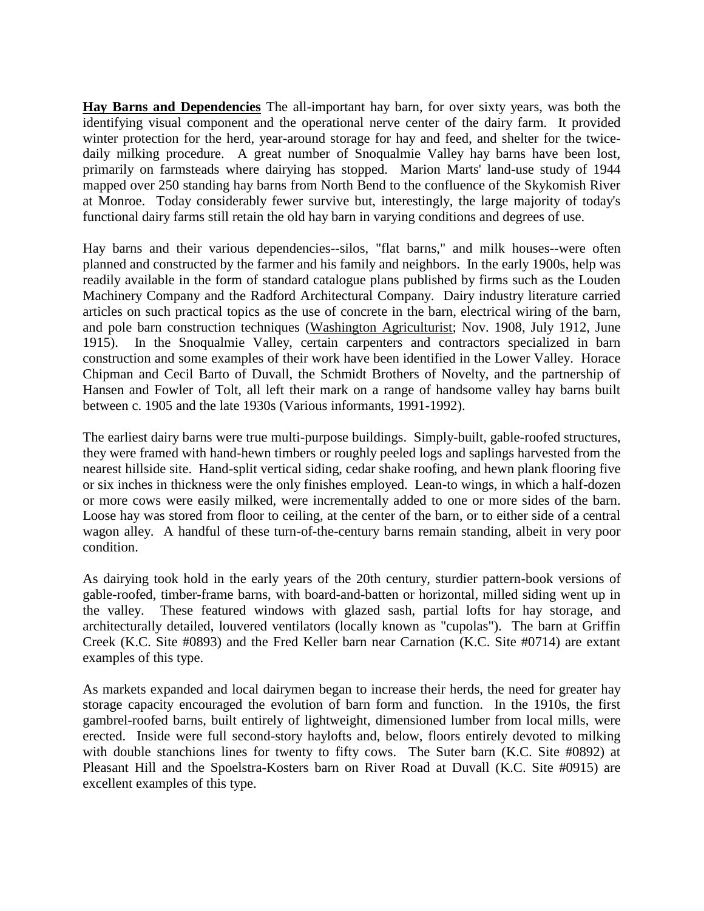**Hay Barns and Dependencies** The all-important hay barn, for over sixty years, was both the identifying visual component and the operational nerve center of the dairy farm. It provided winter protection for the herd, year-around storage for hay and feed, and shelter for the twice-daily milking procedure. A great number of Snoqualmie Valley hay barns have been lost, primarily on farmsteads where dairying has stopped. Marion Marts' land-use study of 1944 mapped over 250 standing hay barns from North Bend to the confluence of the Skykomish River at Monroe. Today considerably fewer survive but, interestingly, the large majority of today's functional dairy farms still retain the old hay barn in varying conditions and degrees of use.

Hay barns and their various dependencies--silos, "flat barns," and milk houses--were often planned and constructed by the farmer and his family and neighbors. In the early 1900s, help was readily available in the form of standard catalogue plans published by firms such as the Louden Machinery Company and the Radford Architectural Company. Dairy industry literature carried articles on such practical topics as the use of concrete in the barn, electrical wiring of the barn, and pole barn construction techniques (Washington Agriculturist; Nov. 1908, July 1912, June 1915). In the Snoqualmie Valley, certain carpenters and contractors specialized in barn construction and some examples of their work have been identified in the Lower Valley. Horace Chipman and Cecil Barto of Duvall, the Schmidt Brothers of Novelty, and the partnership of Hansen and Fowler of Tolt, all left their mark on a range of handsome valley hay barns built between c. 1905 and the late 1930s (Various informants, 1991-1992).

The earliest dairy barns were true multi-purpose buildings. Simply-built, gable-roofed structures, they were framed with hand-hewn timbers or roughly peeled logs and saplings harvested from the nearest hillside site. Hand-split vertical siding, cedar shake roofing, and hewn plank flooring five or six inches in thickness were the only finishes employed. Lean-to wings, in which a half-dozen or more cows were easily milked, were incrementally added to one or more sides of the barn. Loose hay was stored from floor to ceiling, at the center of the barn, or to either side of a central wagon alley. A handful of these turn-of-the-century barns remain standing, albeit in very poor condition.

As dairying took hold in the early years of the 20th century, sturdier pattern-book versions of gable-roofed, timber-frame barns, with board-and-batten or horizontal, milled siding went up in the valley. These featured windows with glazed sash, partial lofts for hay storage, and architecturally detailed, louvered ventilators (locally known as "cupolas"). The barn at Griffin Creek (K.C. Site #0893) and the Fred Keller barn near Carnation (K.C. Site #0714) are extant examples of this type.

As markets expanded and local dairymen began to increase their herds, the need for greater hay storage capacity encouraged the evolution of barn form and function. In the 1910s, the first gambrel-roofed barns, built entirely of lightweight, dimensioned lumber from local mills, were erected. Inside were full second-story haylofts and, below, floors entirely devoted to milking with double stanchions lines for twenty to fifty cows. The Suter barn (K.C. Site #0892) at Pleasant Hill and the Spoelstra-Kosters barn on River Road at Duvall (K.C. Site #0915) are excellent examples of this type.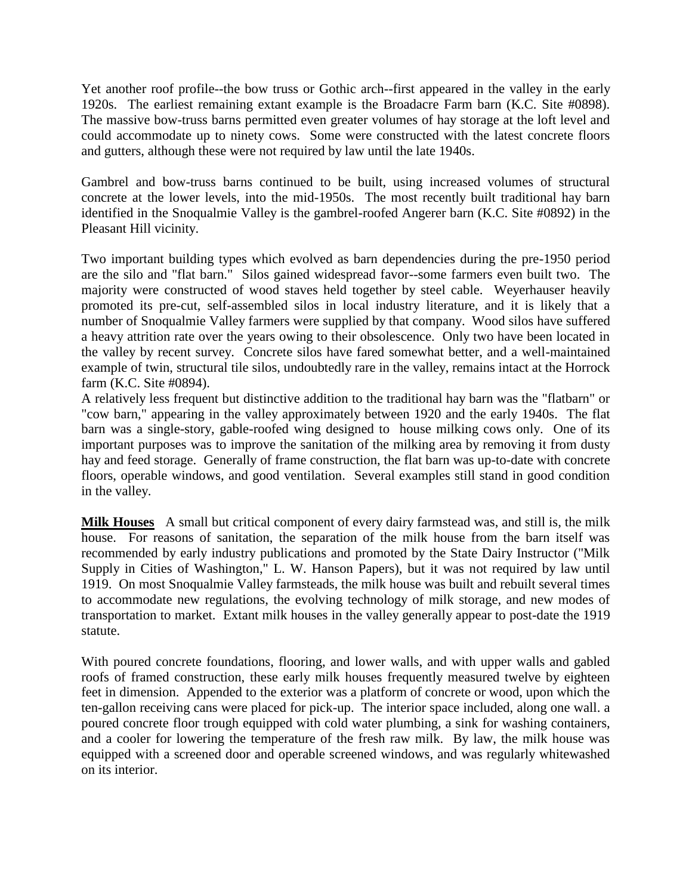Yet another roof profile--the bow truss or Gothic arch--first appeared in the valley in the early 1920s. The earliest remaining extant example is the Broadacre Farm barn (K.C. Site #0898). The massive bow-truss barns permitted even greater volumes of hay storage at the loft level and could accommodate up to ninety cows. Some were constructed with the latest concrete floors and gutters, although these were not required by law until the late 1940s.

Gambrel and bow-truss barns continued to be built, using increased volumes of structural concrete at the lower levels, into the mid-1950s. The most recently built traditional hay barn identified in the Snoqualmie Valley is the gambrel-roofed Angerer barn (K.C. Site #0892) in the Pleasant Hill vicinity.

Two important building types which evolved as barn dependencies during the pre-1950 period are the silo and "flat barn." Silos gained widespread favor--some farmers even built two. The majority were constructed of wood staves held together by steel cable. Weyerhauser heavily promoted its pre-cut, self-assembled silos in local industry literature, and it is likely that a number of Snoqualmie Valley farmers were supplied by that company. Wood silos have suffered a heavy attrition rate over the years owing to their obsolescence. Only two have been located in the valley by recent survey. Concrete silos have fared somewhat better, and a well-maintained example of twin, structural tile silos, undoubtedly rare in the valley, remains intact at the Horrock farm (K.C. Site #0894).

A relatively less frequent but distinctive addition to the traditional hay barn was the "flatbarn" or "cow barn," appearing in the valley approximately between 1920 and the early 1940s. The flat barn was a single-story, gable-roofed wing designed to house milking cows only. One of its important purposes was to improve the sanitation of the milking area by removing it from dusty hay and feed storage. Generally of frame construction, the flat barn was up-to-date with concrete floors, operable windows, and good ventilation. Several examples still stand in good condition in the valley.

**Milk Houses** A small but critical component of every dairy farmstead was, and still is, the milk house. For reasons of sanitation, the separation of the milk house from the barn itself was recommended by early industry publications and promoted by the State Dairy Instructor ("Milk Supply in Cities of Washington," L. W. Hanson Papers), but it was not required by law until 1919. On most Snoqualmie Valley farmsteads, the milk house was built and rebuilt several times to accommodate new regulations, the evolving technology of milk storage, and new modes of transportation to market. Extant milk houses in the valley generally appear to post-date the 1919 statute.

With poured concrete foundations, flooring, and lower walls, and with upper walls and gabled roofs of framed construction, these early milk houses frequently measured twelve by eighteen feet in dimension. Appended to the exterior was a platform of concrete or wood, upon which the ten-gallon receiving cans were placed for pick-up. The interior space included, along one wall. a poured concrete floor trough equipped with cold water plumbing, a sink for washing containers, and a cooler for lowering the temperature of the fresh raw milk. By law, the milk house was equipped with a screened door and operable screened windows, and was regularly whitewashed on its interior.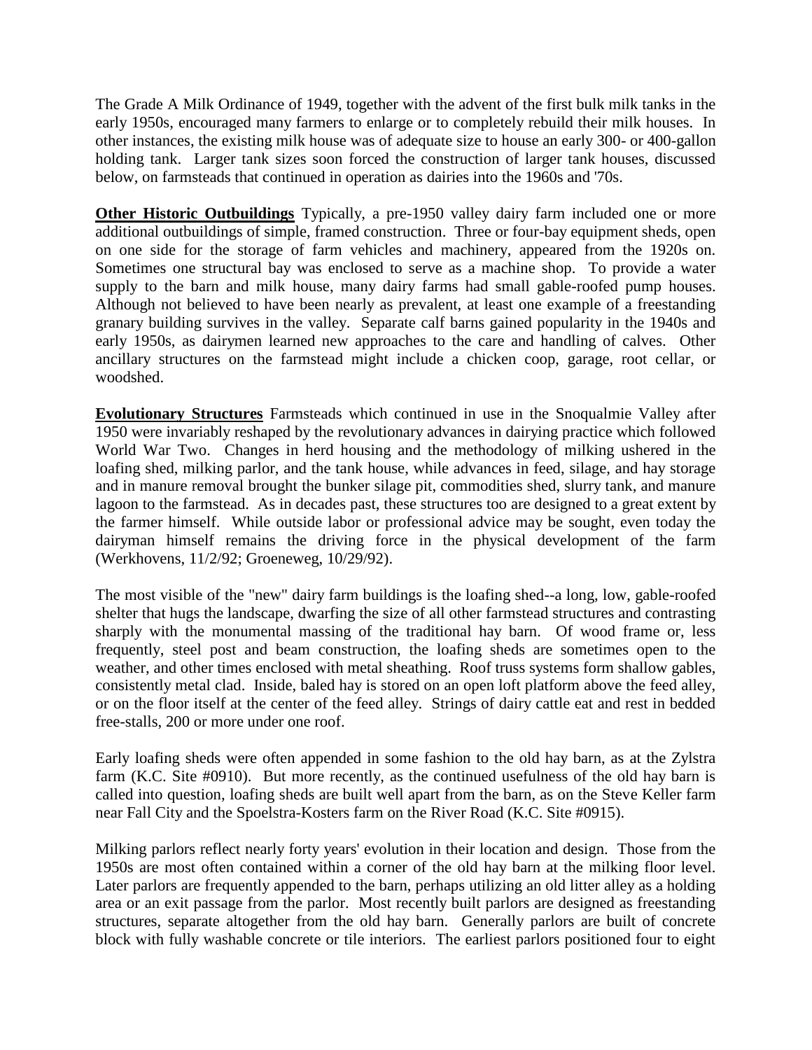The Grade A Milk Ordinance of 1949, together with the advent of the first bulk milk tanks in the early 1950s, encouraged many farmers to enlarge or to completely rebuild their milk houses. In other instances, the existing milk house was of adequate size to house an early 300- or 400-gallon holding tank. Larger tank sizes soon forced the construction of larger tank houses, discussed below, on farmsteads that continued in operation as dairies into the 1960s and '70s.

**Other Historic Outbuildings** Typically, a pre-1950 valley dairy farm included one or more additional outbuildings of simple, framed construction. Three or four-bay equipment sheds, open on one side for the storage of farm vehicles and machinery, appeared from the 1920s on. Sometimes one structural bay was enclosed to serve as a machine shop. To provide a water supply to the barn and milk house, many dairy farms had small gable-roofed pump houses. Although not believed to have been nearly as prevalent, at least one example of a freestanding granary building survives in the valley. Separate calf barns gained popularity in the 1940s and early 1950s, as dairymen learned new approaches to the care and handling of calves. Other ancillary structures on the farmstead might include a chicken coop, garage, root cellar, or woodshed.

**Evolutionary Structures** Farmsteads which continued in use in the Snoqualmie Valley after 1950 were invariably reshaped by the revolutionary advances in dairying practice which followed World War Two. Changes in herd housing and the methodology of milking ushered in the loafing shed, milking parlor, and the tank house, while advances in feed, silage, and hay storage and in manure removal brought the bunker silage pit, commodities shed, slurry tank, and manure lagoon to the farmstead. As in decades past, these structures too are designed to a great extent by the farmer himself. While outside labor or professional advice may be sought, even today the dairyman himself remains the driving force in the physical development of the farm (Werkhovens, 11/2/92; Groeneweg, 10/29/92).

The most visible of the "new" dairy farm buildings is the loafing shed--a long, low, gable-roofed shelter that hugs the landscape, dwarfing the size of all other farmstead structures and contrasting sharply with the monumental massing of the traditional hay barn. Of wood frame or, less frequently, steel post and beam construction, the loafing sheds are sometimes open to the weather, and other times enclosed with metal sheathing. Roof truss systems form shallow gables, consistently metal clad. Inside, baled hay is stored on an open loft platform above the feed alley, or on the floor itself at the center of the feed alley. Strings of dairy cattle eat and rest in bedded free-stalls, 200 or more under one roof.

Early loafing sheds were often appended in some fashion to the old hay barn, as at the Zylstra farm (K.C. Site #0910). But more recently, as the continued usefulness of the old hay barn is called into question, loafing sheds are built well apart from the barn, as on the Steve Keller farm near Fall City and the Spoelstra-Kosters farm on the River Road (K.C. Site #0915).

Milking parlors reflect nearly forty years' evolution in their location and design. Those from the 1950s are most often contained within a corner of the old hay barn at the milking floor level. Later parlors are frequently appended to the barn, perhaps utilizing an old litter alley as a holding area or an exit passage from the parlor. Most recently built parlors are designed as freestanding structures, separate altogether from the old hay barn. Generally parlors are built of concrete block with fully washable concrete or tile interiors. The earliest parlors positioned four to eight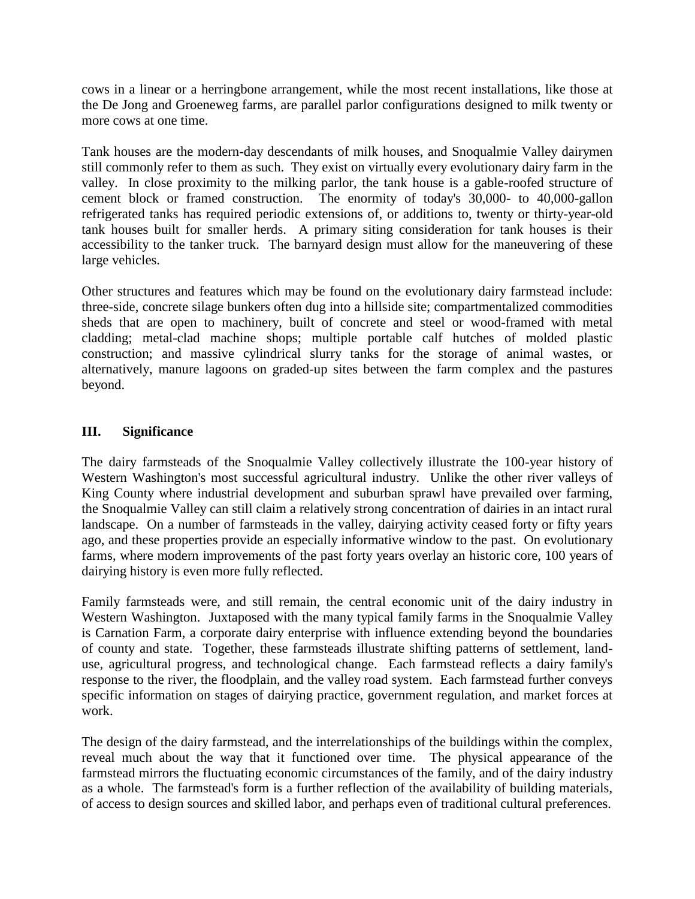cows in a linear or a herringbone arrangement, while the most recent installations, like those at the De Jong and Groeneweg farms, are parallel parlor configurations designed to milk twenty or more cows at one time.

Tank houses are the modern-day descendants of milk houses, and Snoqualmie Valley dairymen still commonly refer to them as such. They exist on virtually every evolutionary dairy farm in the valley. In close proximity to the milking parlor, the tank house is a gable-roofed structure of cement block or framed construction. The enormity of today's 30,000- to 40,000-gallon refrigerated tanks has required periodic extensions of, or additions to, twenty or thirty-year-old tank houses built for smaller herds. A primary siting consideration for tank houses is their accessibility to the tanker truck. The barnyard design must allow for the maneuvering of these large vehicles.

Other structures and features which may be found on the evolutionary dairy farmstead include: three-side, concrete silage bunkers often dug into a hillside site; compartmentalized commodities sheds that are open to machinery, built of concrete and steel or wood-framed with metal cladding; metal-clad machine shops; multiple portable calf hutches of molded plastic construction; and massive cylindrical slurry tanks for the storage of animal wastes, or alternatively, manure lagoons on graded-up sites between the farm complex and the pastures beyond.

## III. Significance

The dairy farmsteads of the Snoqualmie Valley collectively illustrate the 100-year history of Western Washington's most successful agricultural industry. Unlike the other river valleys of King County where industrial development and suburban sprawl have prevailed over farming, the Snoqualmie Valley can still claim a relatively strong concentration of dairies in an intact rural landscape. On a number of farmsteads in the valley, dairying activity ceased forty or fifty years ago, and these properties provide an especially informative window to the past. On evolutionary farms, where modern improvements of the past forty years overlay an historic core, 100 years of dairying history is even more fully reflected.

Family farmsteads were, and still remain, the central economic unit of the dairy industry in Western Washington. Juxtaposed with the many typical family farms in the Snoqualmie Valley is Carnation Farm, a corporate dairy enterprise with influence extending beyond the boundaries of county and state. Together, these farmsteads illustrate shifting patterns of settlement, land-use, agricultural progress, and technological change. Each farmstead reflects a dairy family's response to the river, the floodplain, and the valley road system. Each farmstead further conveys specific information on stages of dairying practice, government regulation, and market forces at work.

The design of the dairy farmstead, and the interrelationships of the buildings within the complex, reveal much about the way that it functioned over time. The physical appearance of the farmstead mirrors the fluctuating economic circumstances of the family, and of the dairy industry as a whole. The farmstead's form is a further reflection of the availability of building materials, of access to design sources and skilled labor, and perhaps even of traditional cultural preferences.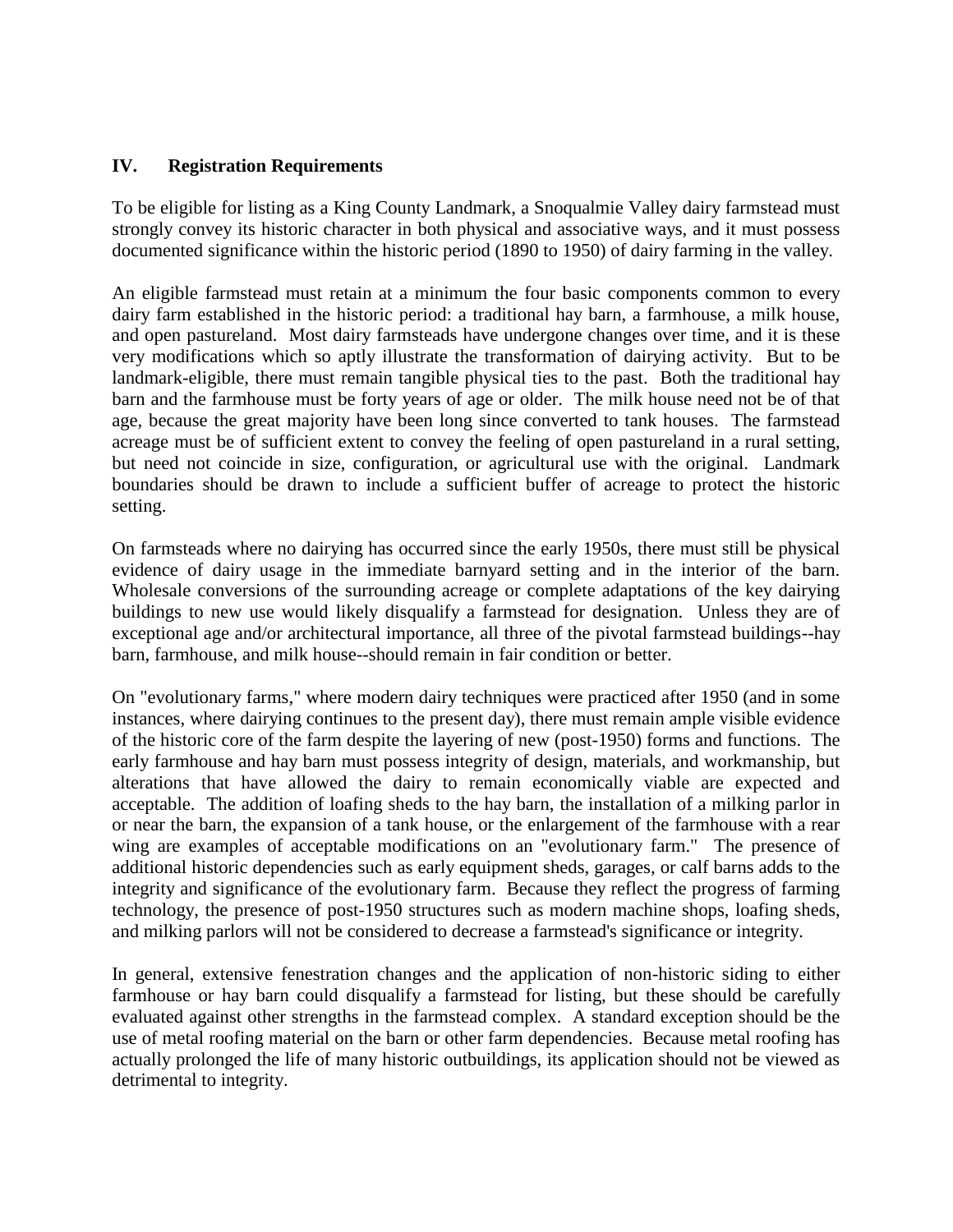## IV. Registration Requirements

To be eligible for listing as a King County Landmark, a Snoqualmie Valley dairy farmstead must strongly convey its historic character in both physical and associative ways, and it must possess documented significance within the historic period (1890 to 1950) of dairy farming in the valley.

An eligible farmstead must retain at a minimum the four basic components common to every dairy farm established in the historic period: a traditional hay barn, a farmhouse, a milk house, and open pastureland. Most dairy farmsteads have undergone changes over time, and it is these very modifications which so aptly illustrate the transformation of dairying activity. But to be landmark-eligible, there must remain tangible physical ties to the past. Both the traditional hay barn and the farmhouse must be forty years of age or older. The milk house need not be of that age, because the great majority have been long since converted to tank houses. The farmstead acreage must be of sufficient extent to convey the feeling of open pastureland in a rural setting, but need not coincide in size, configuration, or agricultural use with the original. Landmark boundaries should be drawn to include a sufficient buffer of acreage to protect the historic setting.

On farmsteads where no dairying has occurred since the early 1950s, there must still be physical evidence of dairy usage in the immediate barnyard setting and in the interior of the barn. Wholesale conversions of the surrounding acreage or complete adaptations of the key dairying buildings to new use would likely disqualify a farmstead for designation. Unless they are of exceptional age and/or architectural importance, all three of the pivotal farmstead buildings--hay barn, farmhouse, and milk house--should remain in fair condition or better.

On "evolutionary farms," where modern dairy techniques were practiced after 1950 (and in some instances, where dairying continues to the present day), there must remain ample visible evidence of the historic core of the farm despite the layering of new (post-1950) forms and functions. The early farmhouse and hay barn must possess integrity of design, materials, and workmanship, but alterations that have allowed the dairy to remain economically viable are expected and acceptable. The addition of loafing sheds to the hay barn, the installation of a milking parlor in or near the barn, the expansion of a tank house, or the enlargement of the farmhouse with a rear wing are examples of acceptable modifications on an "evolutionary farm." The presence of additional historic dependencies such as early equipment sheds, garages, or calf barns adds to the integrity and significance of the evolutionary farm. Because they reflect the progress of farming technology, the presence of post-1950 structures such as modern machine shops, loafing sheds, and milking parlors will not be considered to decrease a farmstead's significance or integrity.

In general, extensive fenestration changes and the application of non-historic siding to either farmhouse or hay barn could disqualify a farmstead for listing, but these should be carefully evaluated against other strengths in the farmstead complex. A standard exception should be the use of metal roofing material on the barn or other farm dependencies. Because metal roofing has actually prolonged the life of many historic outbuildings, its application should not be viewed as detrimental to integrity.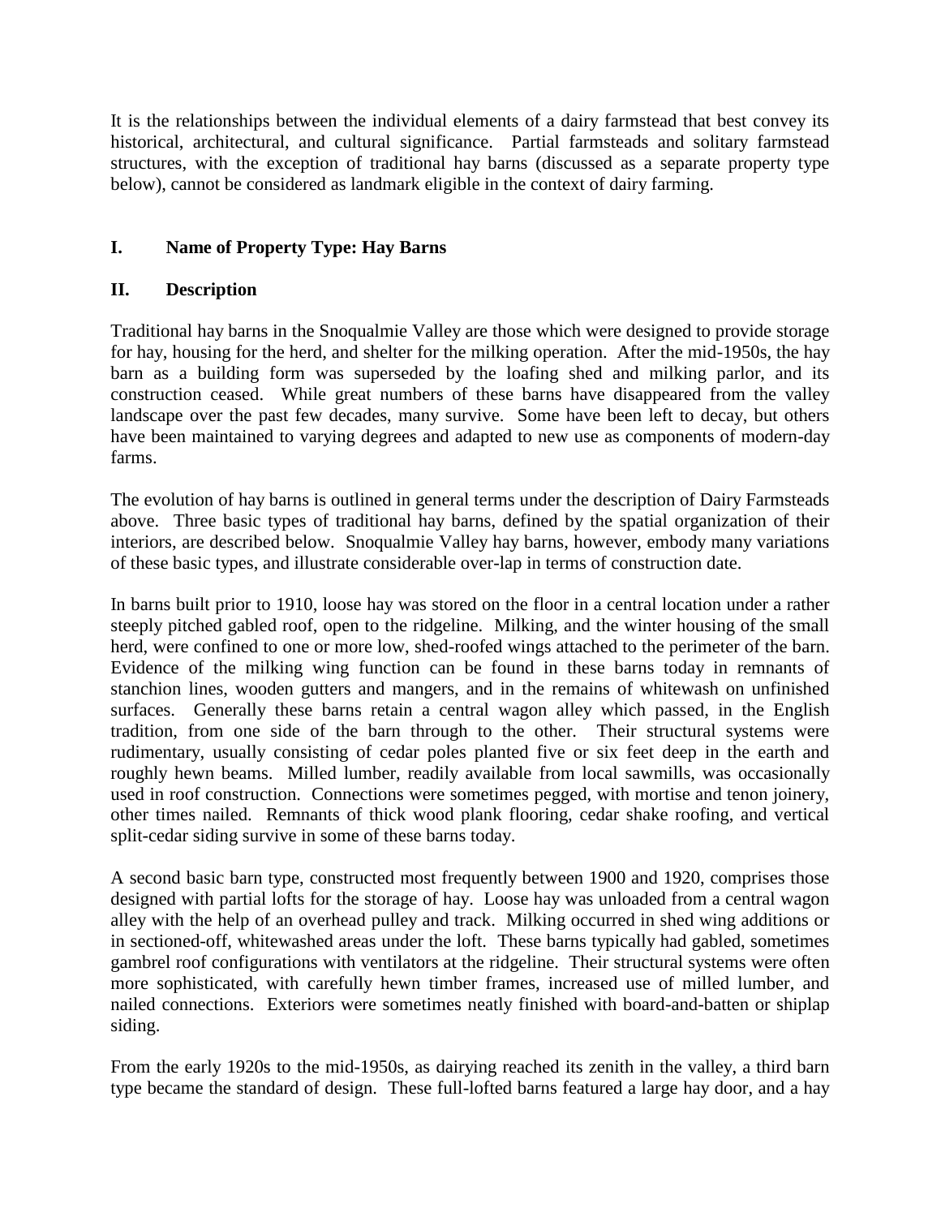It is the relationships between the individual elements of a dairy farmstead that best convey its historical, architectural, and cultural significance. Partial farmsteads and solitary farmstead structures, with the exception of traditional hay barns (discussed as a separate property type below), cannot be considered as landmark eligible in the context of dairy farming.

## I. Name of Property Type: Hay Barns

## II. Description

Traditional hay barns in the Snoqualmie Valley are those which were designed to provide storage for hay, housing for the herd, and shelter for the milking operation. After the mid-1950s, the hay barn as a building form was superseded by the loafing shed and milking parlor, and its construction ceased. While great numbers of these barns have disappeared from the valley landscape over the past few decades, many survive. Some have been left to decay, but others have been maintained to varying degrees and adapted to new use as components of modern-day farms.

The evolution of hay barns is outlined in general terms under the description of Dairy Farmsteads above. Three basic types of traditional hay barns, defined by the spatial organization of their interiors, are described below. Snoqualmie Valley hay barns, however, embody many variations of these basic types, and illustrate considerable over-lap in terms of construction date.

In barns built prior to 1910, loose hay was stored on the floor in a central location under a rather steeply pitched gabled roof, open to the ridgeline. Milking, and the winter housing of the small herd, were confined to one or more low, shed-roofed wings attached to the perimeter of the barn. Evidence of the milking wing function can be found in these barns today in remnants of stanchion lines, wooden gutters and mangers, and in the remains of whitewash on unfinished surfaces. Generally these barns retain a central wagon alley which passed, in the English tradition, from one side of the barn through to the other. Their structural systems were rudimentary, usually consisting of cedar poles planted five or six feet deep in the earth and roughly hewn beams. Milled lumber, readily available from local sawmills, was occasionally used in roof construction. Connections were sometimes pegged, with mortise and tenon joinery, other times nailed. Remnants of thick wood plank flooring, cedar shake roofing, and vertical split-cedar siding survive in some of these barns today.

A second basic barn type, constructed most frequently between 1900 and 1920, comprises those designed with partial lofts for the storage of hay. Loose hay was unloaded from a central wagon alley with the help of an overhead pulley and track. Milking occurred in shed wing additions or in sectioned-off, whitewashed areas under the loft. These barns typically had gabled, sometimes gambrel roof configurations with ventilators at the ridgeline. Their structural systems were often more sophisticated, with carefully hewn timber frames, increased use of milled lumber, and nailed connections. Exteriors were sometimes neatly finished with board-and-batten or shiplap siding.

From the early 1920s to the mid-1950s, as dairying reached its zenith in the valley, a third barn type became the standard of design. These full-lofted barns featured a large hay door, and a hay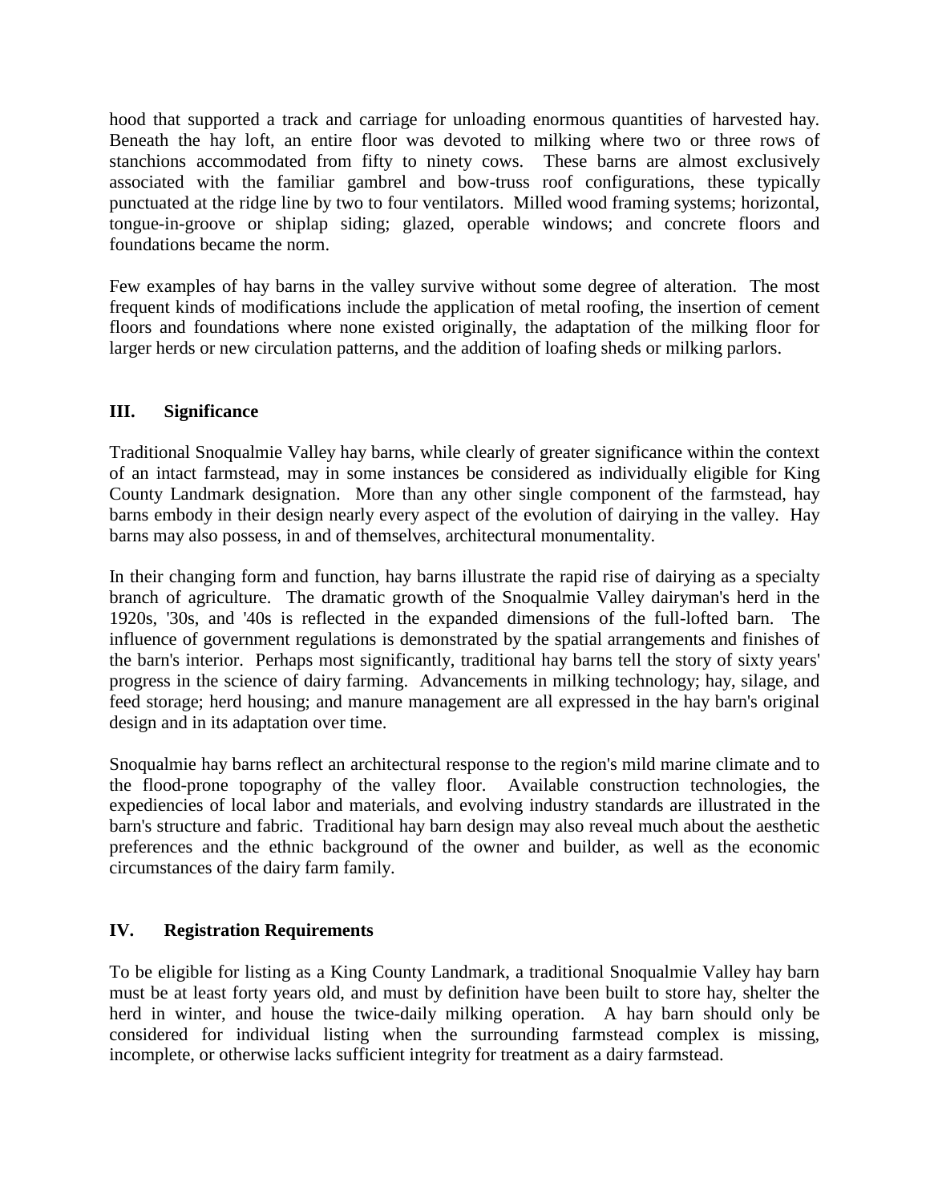hood that supported a track and carriage for unloading enormous quantities of harvested hay. Beneath the hay loft, an entire floor was devoted to milking where two or three rows of stanchions accommodated from fifty to ninety cows. These barns are almost exclusively associated with the familiar gambrel and bow-truss roof configurations, these typically punctuated at the ridge line by two to four ventilators. Milled wood framing systems; horizontal, tongue-in-groove or shiplap siding; glazed, operable windows; and concrete floors and foundations became the norm.

Few examples of hay barns in the valley survive without some degree of alteration. The most frequent kinds of modifications include the application of metal roofing, the insertion of cement floors and foundations where none existed originally, the adaptation of the milking floor for larger herds or new circulation patterns, and the addition of loafing sheds or milking parlors.

## III. Significance

Traditional Snoqualmie Valley hay barns, while clearly of greater significance within the context of an intact farmstead, may in some instances be considered as individually eligible for King County Landmark designation. More than any other single component of the farmstead, hay barns embody in their design nearly every aspect of the evolution of dairying in the valley. Hay barns may also possess, in and of themselves, architectural monumentality.

In their changing form and function, hay barns illustrate the rapid rise of dairying as a specialty branch of agriculture. The dramatic growth of the Snoqualmie Valley dairyman's herd in the 1920s, '30s, and '40s is reflected in the expanded dimensions of the full-lofted barn. The influence of government regulations is demonstrated by the spatial arrangements and finishes of the barn's interior. Perhaps most significantly, traditional hay barns tell the story of sixty years' progress in the science of dairy farming. Advancements in milking technology; hay, silage, and feed storage; herd housing; and manure management are all expressed in the hay barn's original design and in its adaptation over time.

Snoqualmie hay barns reflect an architectural response to the region's mild marine climate and to the flood-prone topography of the valley floor. Available construction technologies, the expediencies of local labor and materials, and evolving industry standards are illustrated in the barn's structure and fabric. Traditional hay barn design may also reveal much about the aesthetic preferences and the ethnic background of the owner and builder, as well as the economic circumstances of the dairy farm family.

## IV. Registration Requirements

To be eligible for listing as a King County Landmark, a traditional Snoqualmie Valley hay barn must be at least forty years old, and must by definition have been built to store hay, shelter the herd in winter, and house the twice-daily milking operation. A hay barn should only be considered for individual listing when the surrounding farmstead complex is missing, incomplete, or otherwise lacks sufficient integrity for treatment as a dairy farmstead.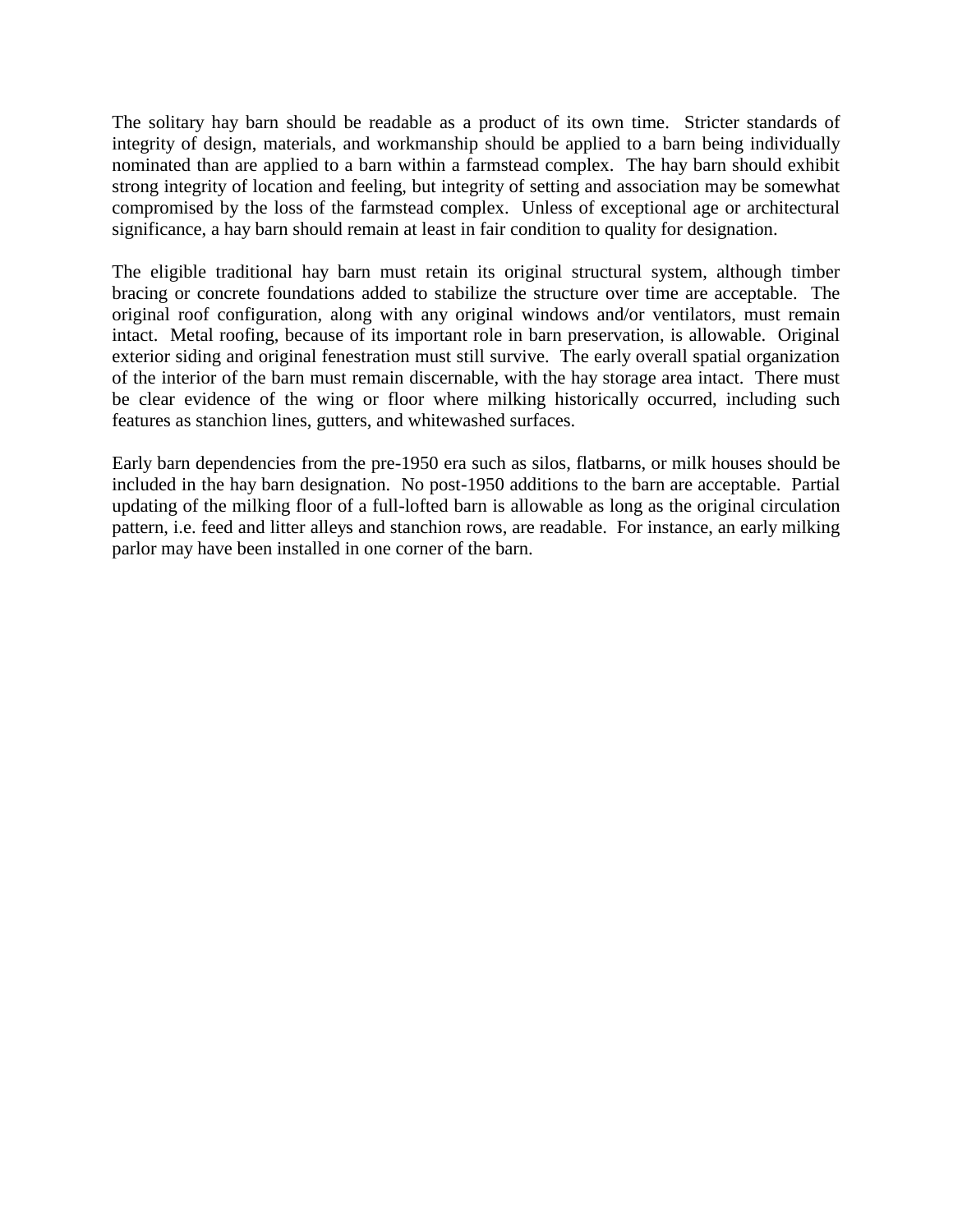The solitary hay barn should be readable as a product of its own time. Stricter standards of integrity of design, materials, and workmanship should be applied to a barn being individually nominated than are applied to a barn within a farmstead complex. The hay barn should exhibit strong integrity of location and feeling, but integrity of setting and association may be somewhat compromised by the loss of the farmstead complex. Unless of exceptional age or architectural significance, a hay barn should remain at least in fair condition to quality for designation.

The eligible traditional hay barn must retain its original structural system, although timber bracing or concrete foundations added to stabilize the structure over time are acceptable. The original roof configuration, along with any original windows and/or ventilators, must remain intact. Metal roofing, because of its important role in barn preservation, is allowable. Original exterior siding and original fenestration must still survive. The early overall spatial organization of the interior of the barn must remain discernable, with the hay storage area intact. There must be clear evidence of the wing or floor where milking historically occurred, including such features as stanchion lines, gutters, and whitewashed surfaces.

Early barn dependencies from the pre-1950 era such as silos, flatbarns, or milk houses should be included in the hay barn designation. No post-1950 additions to the barn are acceptable. Partial updating of the milking floor of a full-lofted barn is allowable as long as the original circulation pattern, i.e. feed and litter alleys and stanchion rows, are readable. For instance, an early milking parlor may have been installed in one corner of the barn.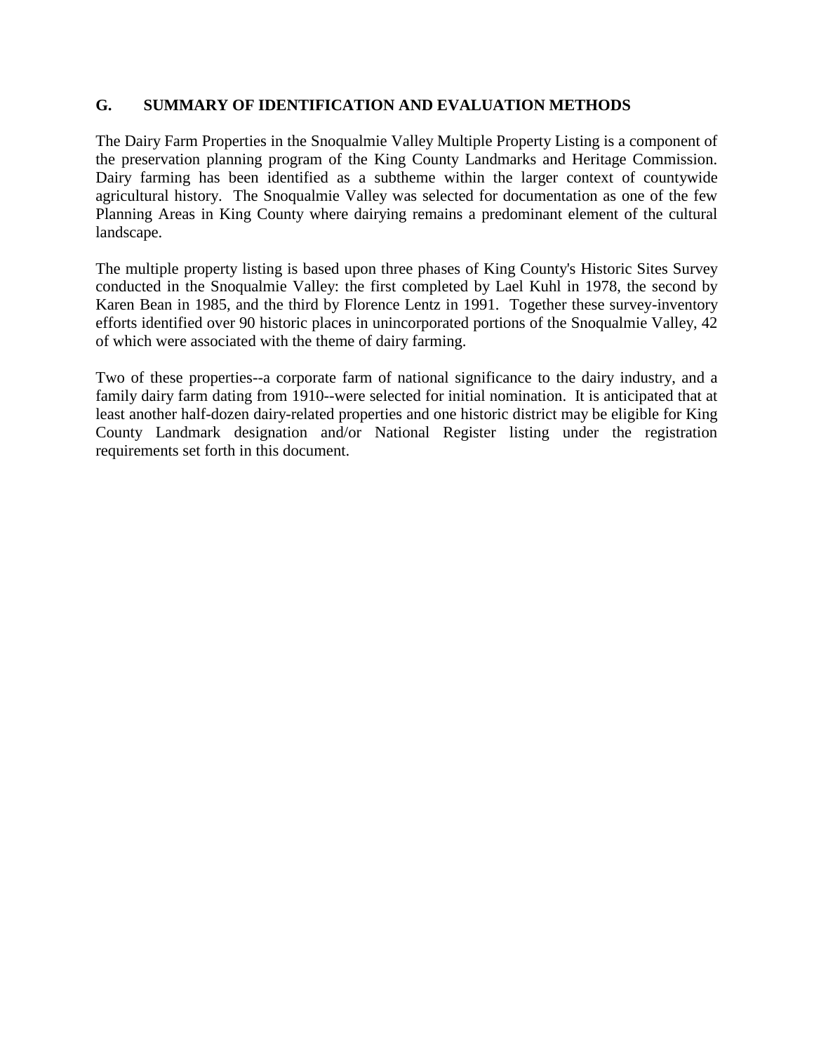## G. SUMMARY OF IDENTIFICATION AND EVALUATION METHODS

The Dairy Farm Properties in the Snoqualmie Valley Multiple Property Listing is a component of the preservation planning program of the King County Landmarks and Heritage Commission. Dairy farming has been identified as a subtheme within the larger context of countywide agricultural history. The Snoqualmie Valley was selected for documentation as one of the few Planning Areas in King County where dairying remains a predominant element of the cultural landscape.

The multiple property listing is based upon three phases of King County's Historic Sites Survey conducted in the Snoqualmie Valley: the first completed by Lael Kuhl in 1978, the second by Karen Bean in 1985, and the third by Florence Lentz in 1991. Together these survey-inventory efforts identified over 90 historic places in unincorporated portions of the Snoqualmie Valley, 42 of which were associated with the theme of dairy farming.

Two of these properties--a corporate farm of national significance to the dairy industry, and a family dairy farm dating from 1910--were selected for initial nomination. It is anticipated that at least another half-dozen dairy-related properties and one historic district may be eligible for King County Landmark designation and/or National Register listing under the registration requirements set forth in this document.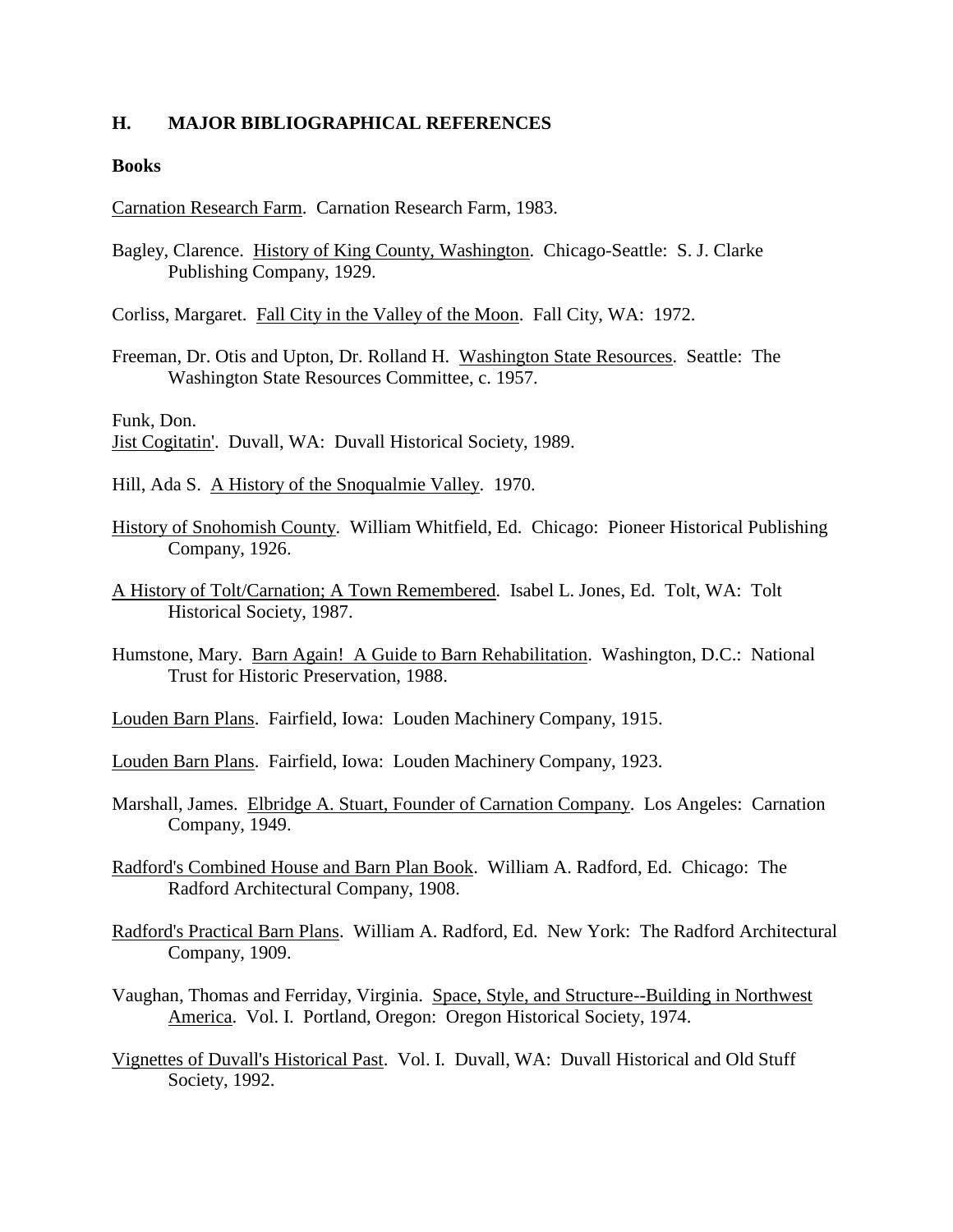## H. MAJOR BIBLIOGRAPHICAL REFERENCES

### Books

Carnation Research Farm. Carnation Research Farm, 1983.

Bagley, Clarence. History of King County, Washington. Chicago-Seattle: S. J. Clarke Publishing Company, 1929.

Corliss, Margaret. Fall City in the Valley of the Moon. Fall City, WA: 1972.

Freeman, Dr. Otis and Upton, Dr. Rolland H. Washington State Resources. Seattle: The Washington State Resources Committee, c. 1957.

Funk, Don.
Jist Cogitatin'. Duvall, WA: Duvall Historical Society, 1989.

Hill, Ada S. A History of the Snoqualmie Valley. 1970.

History of Snohomish County. William Whitfield, Ed. Chicago: Pioneer Historical Publishing Company, 1926.

A History of Tolt/Carnation; A Town Remembered. Isabel L. Jones, Ed. Tolt, WA: Tolt Historical Society, 1987.

Humstone, Mary. Barn Again! A Guide to Barn Rehabilitation. Washington, D.C.: National Trust for Historic Preservation, 1988.

Louden Barn Plans. Fairfield, Iowa: Louden Machinery Company, 1915.

Louden Barn Plans. Fairfield, Iowa: Louden Machinery Company, 1923.

Marshall, James. Elbridge A. Stuart, Founder of Carnation Company. Los Angeles: Carnation Company, 1949.

Radford's Combined House and Barn Plan Book. William A. Radford, Ed. Chicago: The Radford Architectural Company, 1908.

Radford's Practical Barn Plans. William A. Radford, Ed. New York: The Radford Architectural Company, 1909.

Vaughan, Thomas and Ferriday, Virginia. Space, Style, and Structure--Building in Northwest America. Vol. I. Portland, Oregon: Oregon Historical Society, 1974.

Vignettes of Duvall's Historical Past. Vol. I. Duvall, WA: Duvall Historical and Old Stuff Society, 1992.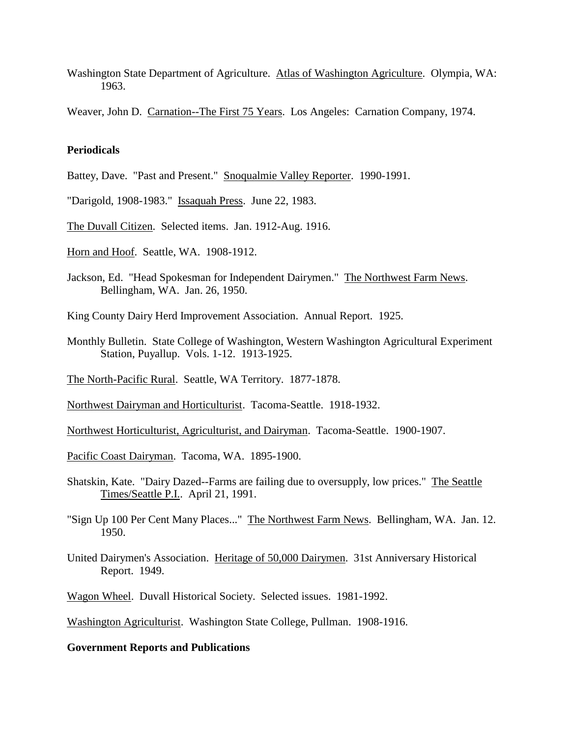Washington State Department of Agriculture. Atlas of Washington Agriculture. Olympia, WA: 1963.

Weaver, John D. Carnation--The First 75 Years. Los Angeles: Carnation Company, 1974.

**Periodicals**

Battey, Dave. "Past and Present." Snoqualmie Valley Reporter. 1990-1991.

"Darigold, 1908-1983." Issaquah Press. June 22, 1983.

The Duvall Citizen. Selected items. Jan. 1912-Aug. 1916.

Horn and Hoof. Seattle, WA. 1908-1912.

Jackson, Ed. "Head Spokesman for Independent Dairymen." The Northwest Farm News. Bellingham, WA. Jan. 26, 1950.

King County Dairy Herd Improvement Association. Annual Report. 1925.

Monthly Bulletin. State College of Washington, Western Washington Agricultural Experiment Station, Puyallup. Vols. 1-12. 1913-1925.

The North-Pacific Rural. Seattle, WA Territory. 1877-1878.

Northwest Dairyman and Horticulturist. Tacoma-Seattle. 1918-1932.

Northwest Horticulturist, Agriculturist, and Dairyman. Tacoma-Seattle. 1900-1907.

Pacific Coast Dairyman. Tacoma, WA. 1895-1900.

Shatskin, Kate. "Dairy Dazed--Farms are failing due to oversupply, low prices." The Seattle Times/Seattle P.I.. April 21, 1991.

"Sign Up 100 Per Cent Many Places..." The Northwest Farm News. Bellingham, WA. Jan. 12. 1950.

United Dairymen's Association. Heritage of 50,000 Dairymen. 31st Anniversary Historical Report. 1949.

Wagon Wheel. Duvall Historical Society. Selected issues. 1981-1992.

Washington Agriculturist. Washington State College, Pullman. 1908-1916.

**Government Reports and Publications**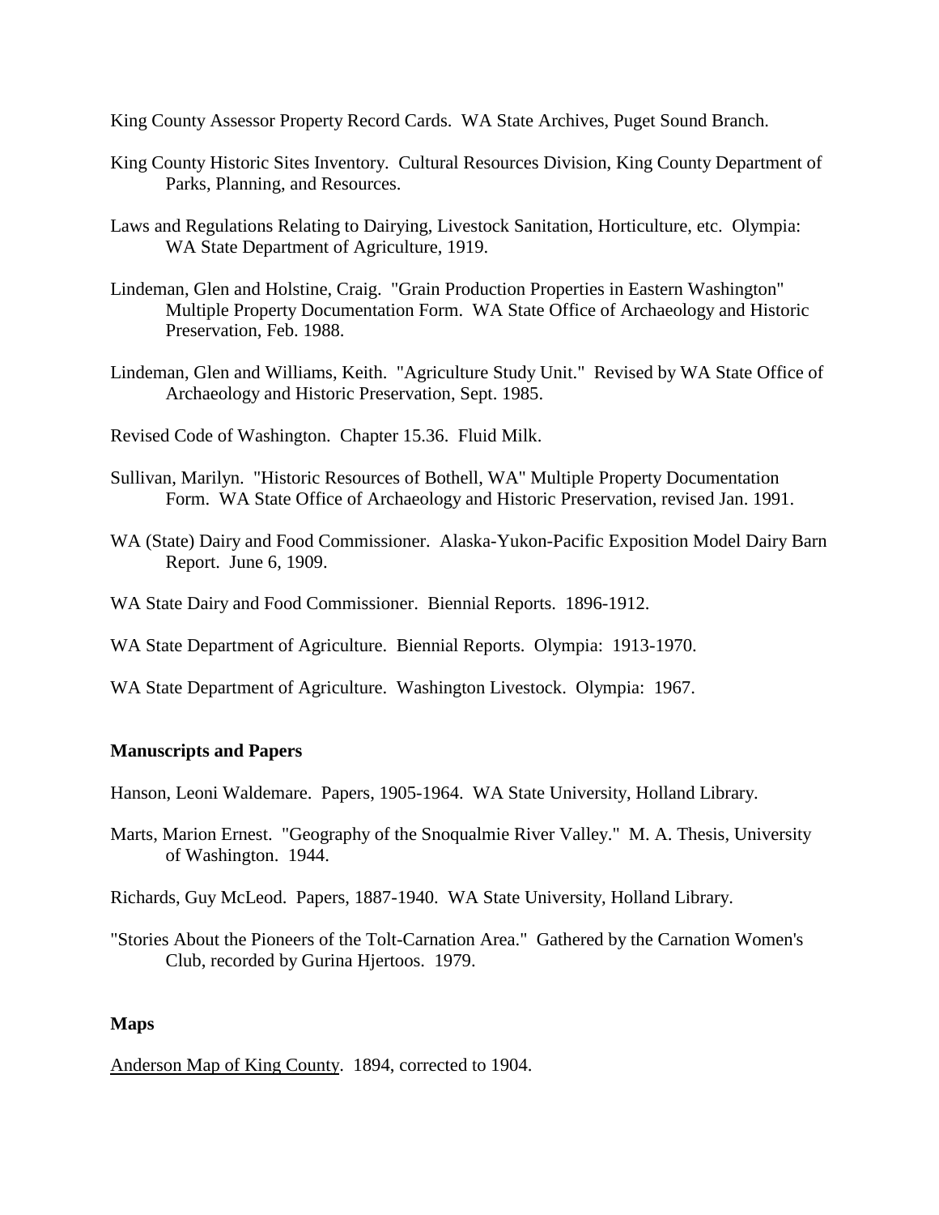King County Assessor Property Record Cards. WA State Archives, Puget Sound Branch.

King County Historic Sites Inventory. Cultural Resources Division, King County Department of Parks, Planning, and Resources.

Laws and Regulations Relating to Dairying, Livestock Sanitation, Horticulture, etc. Olympia: WA State Department of Agriculture, 1919.

Lindeman, Glen and Holstine, Craig. "Grain Production Properties in Eastern Washington" Multiple Property Documentation Form. WA State Office of Archaeology and Historic Preservation, Feb. 1988.

Lindeman, Glen and Williams, Keith. "Agriculture Study Unit." Revised by WA State Office of Archaeology and Historic Preservation, Sept. 1985.

Revised Code of Washington. Chapter 15.36. Fluid Milk.

Sullivan, Marilyn. "Historic Resources of Bothell, WA" Multiple Property Documentation Form. WA State Office of Archaeology and Historic Preservation, revised Jan. 1991.

WA (State) Dairy and Food Commissioner. Alaska-Yukon-Pacific Exposition Model Dairy Barn Report. June 6, 1909.

WA State Dairy and Food Commissioner. Biennial Reports. 1896-1912.

WA State Department of Agriculture. Biennial Reports. Olympia: 1913-1970.

WA State Department of Agriculture. Washington Livestock. Olympia: 1967.

**Manuscripts and Papers**

Hanson, Leoni Waldemare. Papers, 1905-1964. WA State University, Holland Library.

Marts, Marion Ernest. "Geography of the Snoqualmie River Valley." M. A. Thesis, University of Washington. 1944.

Richards, Guy McLeod. Papers, 1887-1940. WA State University, Holland Library.

"Stories About the Pioneers of the Tolt-Carnation Area." Gathered by the Carnation Women's Club, recorded by Gurina Hjertoos. 1979.

**Maps**

Anderson Map of King County. 1894, corrected to 1904.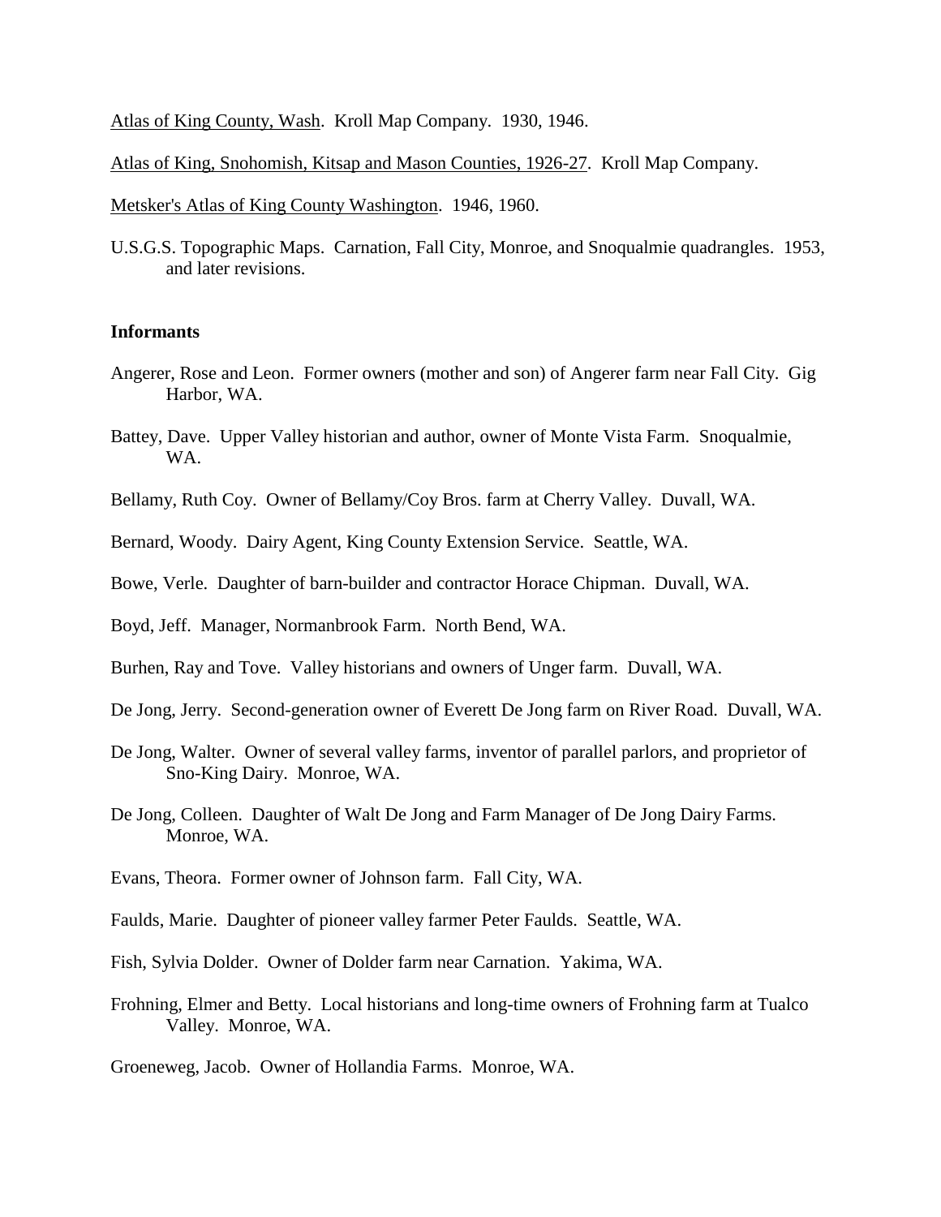<u>Atlas of King County, Wash</u>. Kroll Map Company. 1930, 1946.

<u>Atlas of King, Snohomish, Kitsap and Mason Counties, 1926-27</u>. Kroll Map Company.

<u>Metsker's Atlas of King County Washington</u>. 1946, 1960.

U.S.G.S. Topographic Maps. Carnation, Fall City, Monroe, and Snoqualmie quadrangles. 1953, and later revisions.

**Informants**

Angerer, Rose and Leon. Former owners (mother and son) of Angerer farm near Fall City. Gig Harbor, WA.

Battey, Dave. Upper Valley historian and author, owner of Monte Vista Farm. Snoqualmie, WA.

Bellamy, Ruth Coy. Owner of Bellamy/Coy Bros. farm at Cherry Valley. Duvall, WA.

Bernard, Woody. Dairy Agent, King County Extension Service. Seattle, WA.

Bowe, Verle. Daughter of barn-builder and contractor Horace Chipman. Duvall, WA.

Boyd, Jeff. Manager, Normanbrook Farm. North Bend, WA.

Burhen, Ray and Tove. Valley historians and owners of Unger farm. Duvall, WA.

De Jong, Jerry. Second-generation owner of Everett De Jong farm on River Road. Duvall, WA.

De Jong, Walter. Owner of several valley farms, inventor of parallel parlors, and proprietor of Sno-King Dairy. Monroe, WA.

De Jong, Colleen. Daughter of Walt De Jong and Farm Manager of De Jong Dairy Farms. Monroe, WA.

Evans, Theora. Former owner of Johnson farm. Fall City, WA.

Faulds, Marie. Daughter of pioneer valley farmer Peter Faulds. Seattle, WA.

Fish, Sylvia Dolder. Owner of Dolder farm near Carnation. Yakima, WA.

Frohning, Elmer and Betty. Local historians and long-time owners of Frohning farm at Tualco Valley. Monroe, WA.

Groeneweg, Jacob. Owner of Hollandia Farms. Monroe, WA.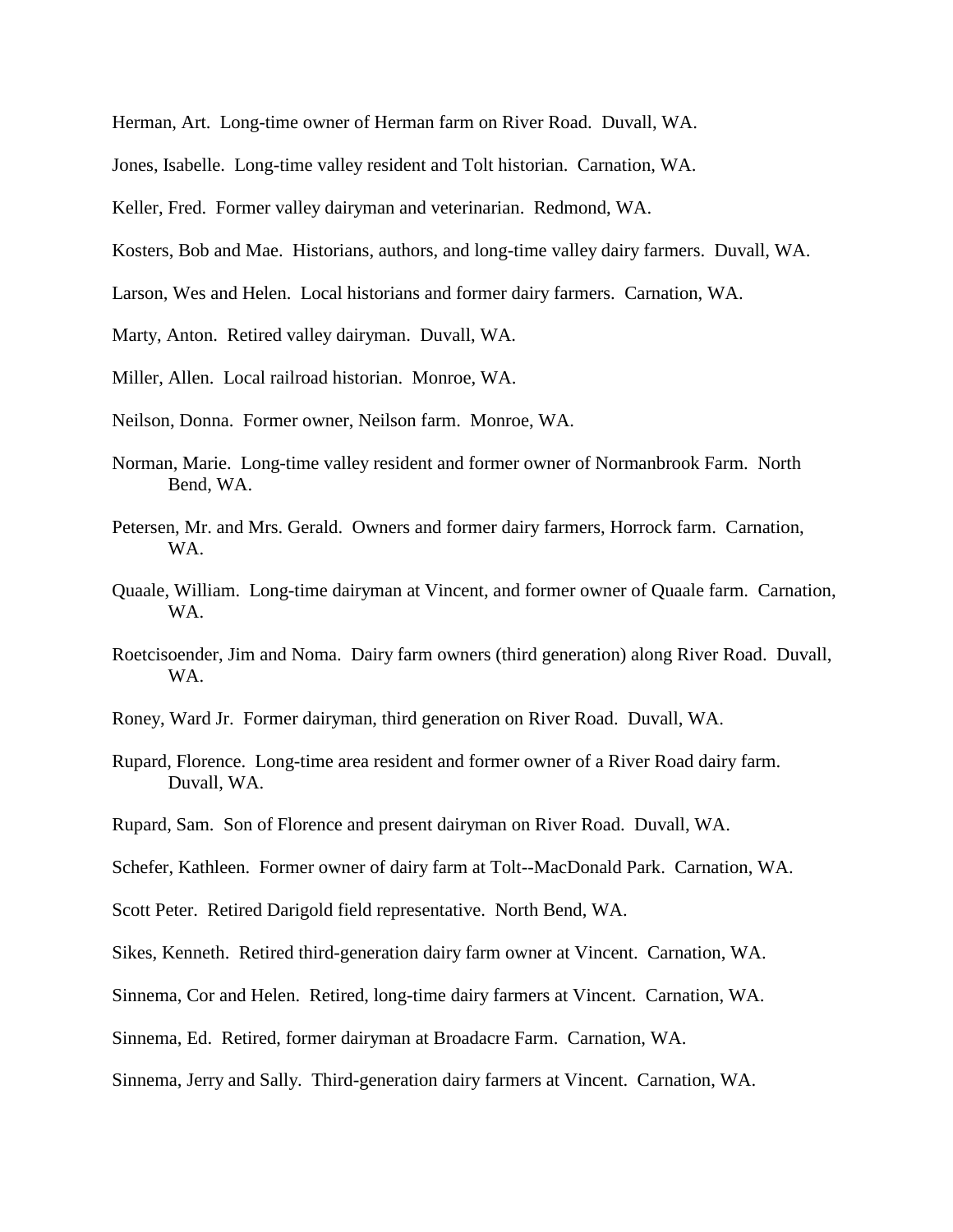Herman, Art. Long-time owner of Herman farm on River Road. Duvall, WA.

Jones, Isabelle. Long-time valley resident and Tolt historian. Carnation, WA.

Keller, Fred. Former valley dairyman and veterinarian. Redmond, WA.

Kosters, Bob and Mae. Historians, authors, and long-time valley dairy farmers. Duvall, WA.

Larson, Wes and Helen. Local historians and former dairy farmers. Carnation, WA.

Marty, Anton. Retired valley dairyman. Duvall, WA.

Miller, Allen. Local railroad historian. Monroe, WA.

Neilson, Donna. Former owner, Neilson farm. Monroe, WA.

Norman, Marie. Long-time valley resident and former owner of Normanbrook Farm. North Bend, WA.

Petersen, Mr. and Mrs. Gerald. Owners and former dairy farmers, Horrock farm. Carnation, WA.

Quaale, William. Long-time dairyman at Vincent, and former owner of Quaale farm. Carnation, WA.

Roetcisoender, Jim and Noma. Dairy farm owners (third generation) along River Road. Duvall, WA.

Roney, Ward Jr. Former dairyman, third generation on River Road. Duvall, WA.

Rupard, Florence. Long-time area resident and former owner of a River Road dairy farm. Duvall, WA.

Rupard, Sam. Son of Florence and present dairyman on River Road. Duvall, WA.

Schefer, Kathleen. Former owner of dairy farm at Tolt--MacDonald Park. Carnation, WA.

Scott Peter. Retired Darigold field representative. North Bend, WA.

Sikes, Kenneth. Retired third-generation dairy farm owner at Vincent. Carnation, WA.

Sinnema, Cor and Helen. Retired, long-time dairy farmers at Vincent. Carnation, WA.

Sinnema, Ed. Retired, former dairyman at Broadacre Farm. Carnation, WA.

Sinnema, Jerry and Sally. Third-generation dairy farmers at Vincent. Carnation, WA.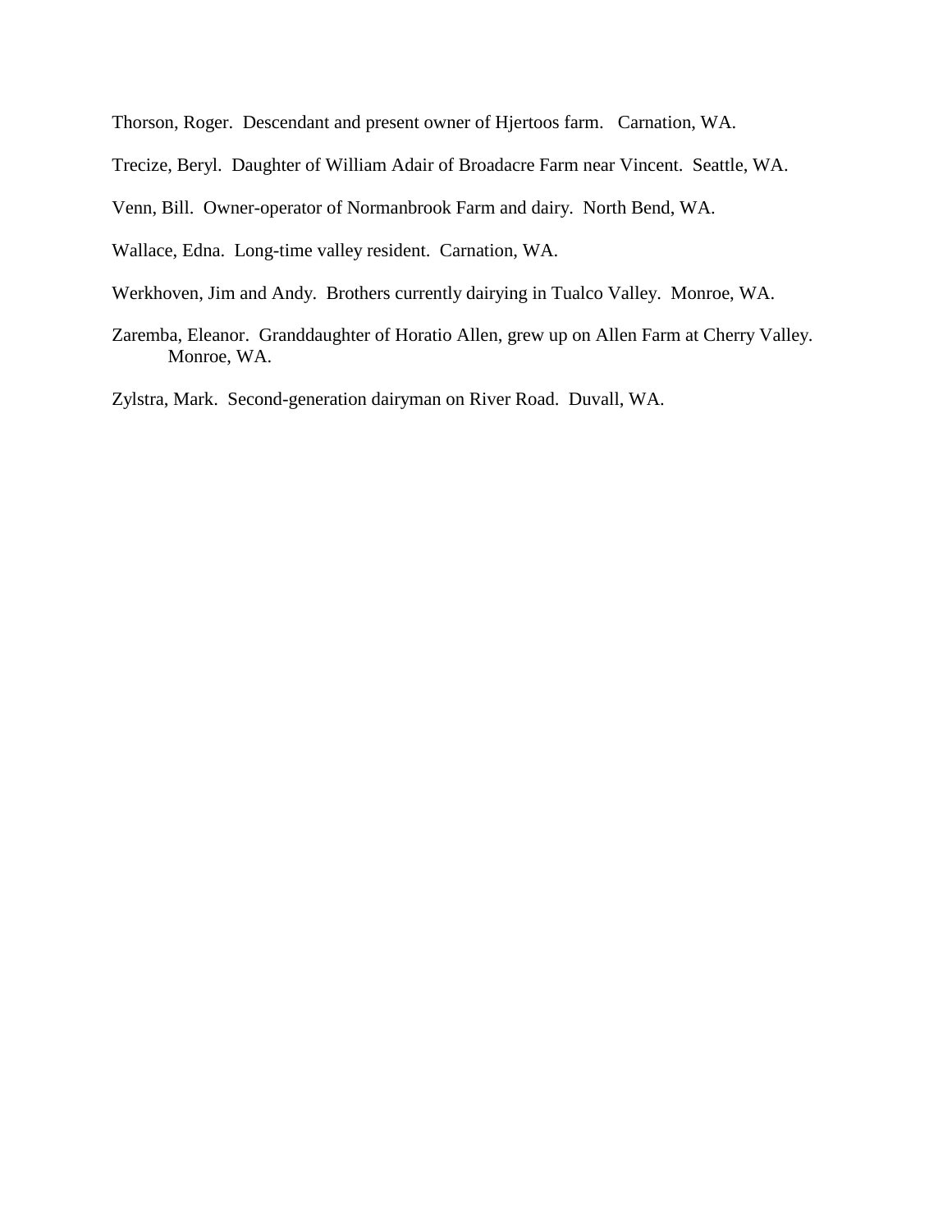Thorson, Roger. Descendant and present owner of Hjertoos farm. Carnation, WA.

Trecize, Beryl. Daughter of William Adair of Broadacre Farm near Vincent. Seattle, WA.

Venn, Bill. Owner-operator of Normanbrook Farm and dairy. North Bend, WA.

Wallace, Edna. Long-time valley resident. Carnation, WA.

Werkhoven, Jim and Andy. Brothers currently dairying in Tualco Valley. Monroe, WA.

Zaremba, Eleanor. Granddaughter of Horatio Allen, grew up on Allen Farm at Cherry Valley. Monroe, WA.

Zylstra, Mark. Second-generation dairyman on River Road. Duvall, WA.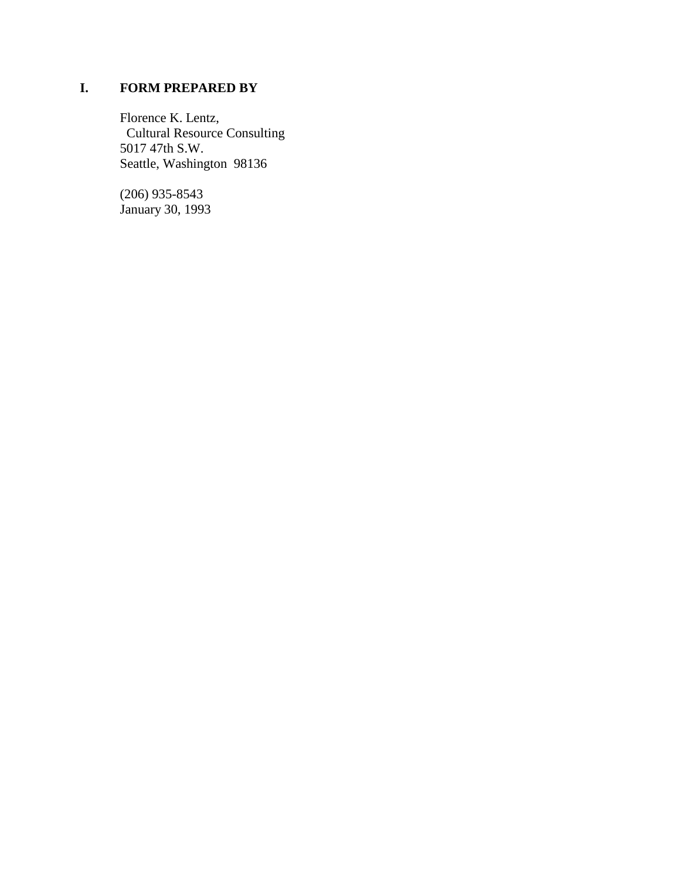## I. FORM PREPARED BY

Florence K. Lentz,
Cultural Resource Consulting
5017 47th S.W.
Seattle, Washington 98136

(206) 935-8543
January 30, 1993